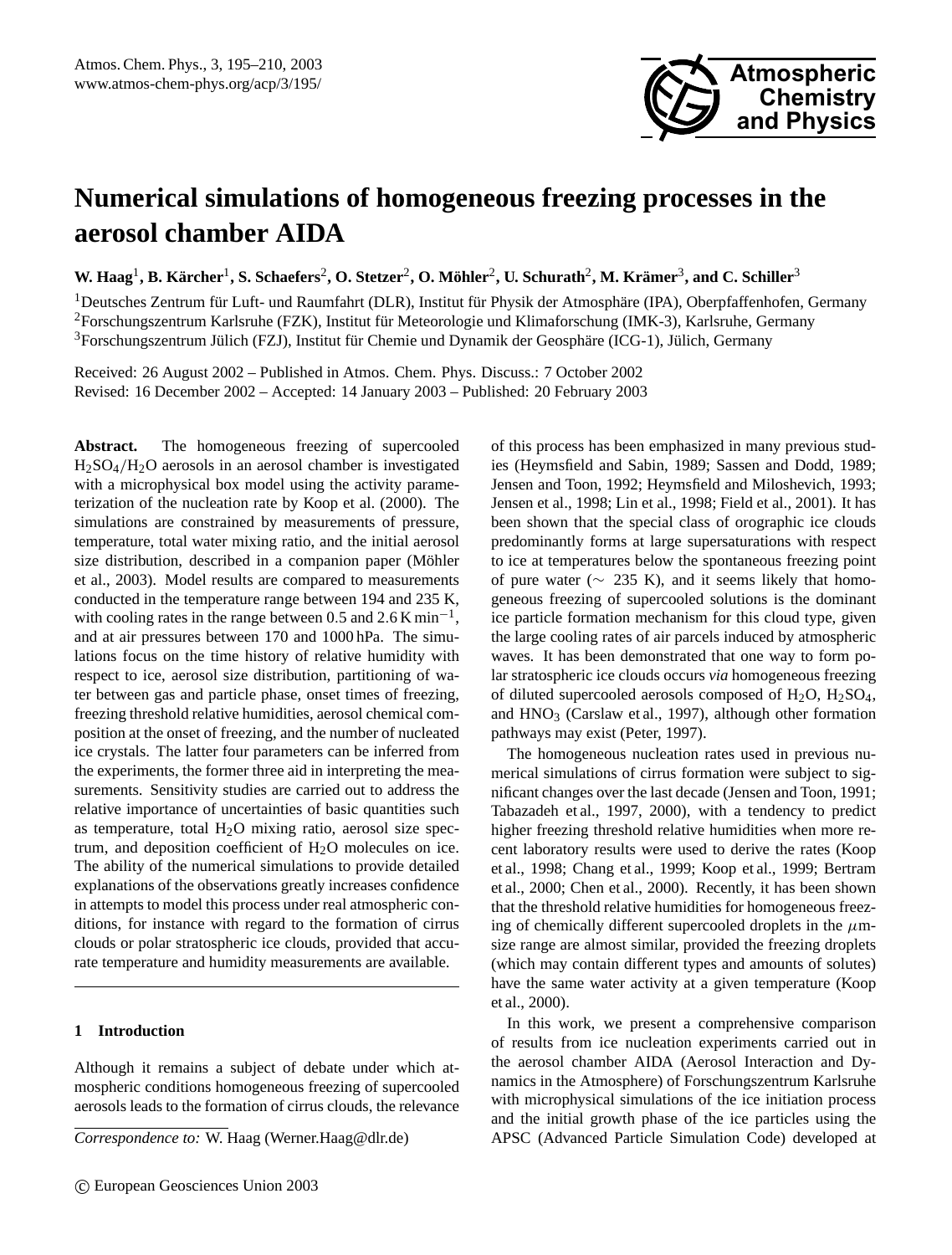# Numerical simulations of homogeneous freezing processes in the aerosol chamber AIDA

**W. Haag[1], B. Kärcher[1], S. Schaefers[2], O. Stetzer[2], O. Möhler[2], U. Schurath[2], M. Krämer[3], and C. Schiller[3]**

[1]Deutsches Zentrum für Luft- und Raumfahrt (DLR), Institut für Physik der Atmosphäre (IPA), Oberpfaffenhofen, Germany
[2]Forschungszentrum Karlsruhe (FZK), Institut für Meteorologie und Klimaforschung (IMK-3), Karlsruhe, Germany
[3]Forschungszentrum Jülich (FZJ), Institut für Chemie und Dynamik der Geosphäre (ICG-1), Jülich, Germany

Received: 26 August 2002 – Published in Atmos. Chem. Phys. Discuss.: 7 October 2002
Revised: 16 December 2002 – Accepted: 14 January 2003 – Published: 20 February 2003

**Abstract.** The homogeneous freezing of supercooled $H_2SO_4/H_2O$ aerosols in an aerosol chamber is investigated with a microphysical box model using the activity parameterization of the nucleation rate by Koop et al. (2000). The simulations are constrained by measurements of pressure, temperature, total water mixing ratio, and the initial aerosol size distribution, described in a companion paper (Möhler et al., 2003). Model results are compared to measurements conducted in the temperature range between 194 and 235 K, with cooling rates in the range between 0.5 and 2.6 K min$^{-1}$, and at air pressures between 170 and 1000 hPa. The simulations focus on the time history of relative humidity with respect to ice, aerosol size distribution, partitioning of water between gas and particle phase, onset times of freezing, freezing threshold relative humidities, aerosol chemical composition at the onset of freezing, and the number of nucleated ice crystals. The latter four parameters can be inferred from the experiments, the former three aid in interpreting the measurements. Sensitivity studies are carried out to address the relative importance of uncertainties of basic quantities such as temperature, total $H_2O$ mixing ratio, aerosol size spectrum, and deposition coefficient of $H_2O$ molecules on ice. The ability of the numerical simulations to provide detailed explanations of the observations greatly increases confidence in attempts to model this process under real atmospheric conditions, for instance with regard to the formation of cirrus clouds or polar stratospheric ice clouds, provided that accurate temperature and humidity measurements are available.

## 1 Introduction

Although it remains a subject of debate under which atmospheric conditions homogeneous freezing of supercooled aerosols leads to the formation of cirrus clouds, the relevance of this process has been emphasized in many previous studies (Heymsfield and Sabin, 1989; Sassen and Dodd, 1989; Jensen and Toon, 1992; Heymsfield and Miloshevich, 1993; Jensen et al., 1998; Lin et al., 1998; Field et al., 2001). It has been shown that the special class of orographic ice clouds predominantly forms at large supersaturations with respect to ice at temperatures below the spontaneous freezing point of pure water ($\sim$ 235 K), and it seems likely that homogeneous freezing of supercooled solutions is the dominant ice particle formation mechanism for this cloud type, given the large cooling rates of air parcels induced by atmospheric waves. It has been demonstrated that one way to form polar stratospheric ice clouds occurs *via* homogeneous freezing of diluted supercooled aerosols composed of $H_2O$, $H_2SO_4$, and $HNO_3$ (Carslaw et al., 1997), although other formation pathways may exist (Peter, 1997).

The homogeneous nucleation rates used in previous numerical simulations of cirrus formation were subject to significant changes over the last decade (Jensen and Toon, 1991; Tabazadeh et al., 1997, 2000), with a tendency to predict higher freezing threshold relative humidities when more recent laboratory results were used to derive the rates (Koop et al., 1998; Chang et al., 1999; Koop et al., 1999; Bertram et al., 2000; Chen et al., 2000). Recently, it has been shown that the threshold relative humidities for homogeneous freezing of chemically different supercooled droplets in the $\mu$m-size range are almost similar, provided the freezing droplets (which may contain different types and amounts of solutes) have the same water activity at a given temperature (Koop et al., 2000).

In this work, we present a comprehensive comparison of results from ice nucleation experiments carried out in the aerosol chamber AIDA (Aerosol Interaction and Dynamics in the Atmosphere) of Forschungszentrum Karlsruhe with microphysical simulations of the ice initiation process and the initial growth phase of the ice particles using the APSC (Advanced Particle Simulation Code) developed at

*Correspondence to:* W. Haag (Werner.Haag@dlr.de)

© European Geosciences Union 2003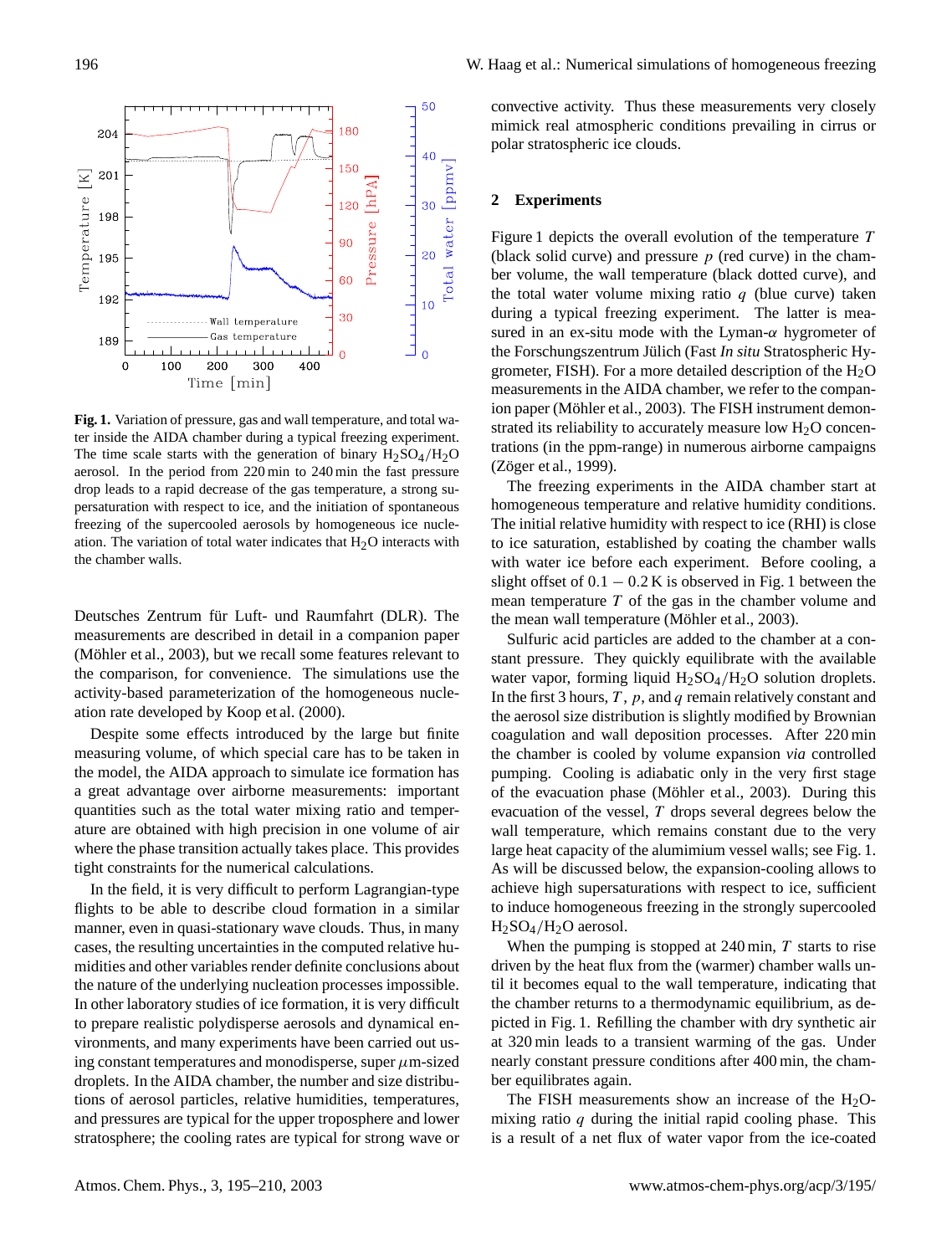**Fig. 1.** Variation of pressure, gas and wall temperature, and total water inside the AIDA chamber during a typical freezing experiment. The time scale starts with the generation of binary $H_2SO_4/H_2O$ aerosol. In the period from 220 min to 240 min the fast pressure drop leads to a rapid decrease of the gas temperature, a strong supersaturation with respect to ice, and the initiation of spontaneous freezing of the supercooled aerosols by homogeneous ice nucleation. The variation of total water indicates that $H_2O$ interacts with the chamber walls.

Deutsches Zentrum für Luft- und Raumfahrt (DLR). The measurements are described in detail in a companion paper (Möhler et al., 2003), but we recall some features relevant to the comparison, for convenience. The simulations use the activity-based parameterization of the homogeneous nucleation rate developed by Koop et al. (2000).

Despite some effects introduced by the large but finite measuring volume, of which special care has to be taken in the model, the AIDA approach to simulate ice formation has a great advantage over airborne measurements: important quantities such as the total water mixing ratio and temperature are obtained with high precision in one volume of air where the phase transition actually takes place. This provides tight constraints for the numerical calculations.

In the field, it is very difficult to perform Lagrangian-type flights to be able to describe cloud formation in a similar manner, even in quasi-stationary wave clouds. Thus, in many cases, the resulting uncertainties in the computed relative humidities and other variables render definite conclusions about the nature of the underlying nucleation processes impossible. In other laboratory studies of ice formation, it is very difficult to prepare realistic polydisperse aerosols and dynamical environments, and many experiments have been carried out using constant temperatures and monodisperse, super $\mu$m-sized droplets. In the AIDA chamber, the number and size distributions of aerosol particles, relative humidities, temperatures, and pressures are typical for the upper troposphere and lower stratosphere; the cooling rates are typical for strong wave or convective activity. Thus these measurements very closely mimick real atmospheric conditions prevailing in cirrus or polar stratospheric ice clouds.

## 2 Experiments

Figure 1 depicts the overall evolution of the temperature $T$ (black solid curve) and pressure $p$ (red curve) in the chamber volume, the wall temperature (black dotted curve), and the total water volume mixing ratio $q$ (blue curve) taken during a typical freezing experiment. The latter is measured in an ex-situ mode with the Lyman-$\alpha$ hygrometer of the Forschungszentrum Jülich (Fast *In situ* Stratospheric Hygrometer, FISH). For a more detailed description of the $H_2O$ measurements in the AIDA chamber, we refer to the companion paper (Möhler et al., 2003). The FISH instrument demonstrated its reliability to accurately measure low $H_2O$ concentrations (in the ppm-range) in numerous airborne campaigns (Zöger et al., 1999).

The freezing experiments in the AIDA chamber start at homogeneous temperature and relative humidity conditions. The initial relative humidity with respect to ice (RHI) is close to ice saturation, established by coating the chamber walls with water ice before each experiment. Before cooling, a slight offset of $0.1-0.2$ K is observed in Fig. 1 between the mean temperature $T$ of the gas in the chamber volume and the mean wall temperature (Möhler et al., 2003).

Sulfuric acid particles are added to the chamber at a constant pressure. They quickly equilibrate with the available water vapor, forming liquid $H_2SO_4/H_2O$ solution droplets. In the first 3 hours, $T$, $p$, and $q$ remain relatively constant and the aerosol size distribution is slightly modified by Brownian coagulation and wall deposition processes. After 220 min the chamber is cooled by volume expansion *via* controlled pumping. Cooling is adiabatic only in the very first stage of the evacuation phase (Möhler et al., 2003). During this evacuation of the vessel, $T$ drops several degrees below the wall temperature, which remains constant due to the very large heat capacity of the alumimium vessel walls; see Fig. 1. As will be discussed below, the expansion-cooling allows to achieve high supersaturations with respect to ice, sufficient to induce homogeneous freezing in the strongly supercooled $H_2SO_4/H_2O$ aerosol.

When the pumping is stopped at 240 min, $T$ starts to rise driven by the heat flux from the (warmer) chamber walls until it becomes equal to the wall temperature, indicating that the chamber returns to a thermodynamic equilibrium, as depicted in Fig. 1. Refilling the chamber with dry synthetic air at 320 min leads to a transient warming of the gas. Under nearly constant pressure conditions after 400 min, the chamber equilibrates again.

The FISH measurements show an increase of the $H_2O$-mixing ratio $q$ during the initial rapid cooling phase. This is a result of a net flux of water vapor from the ice-coated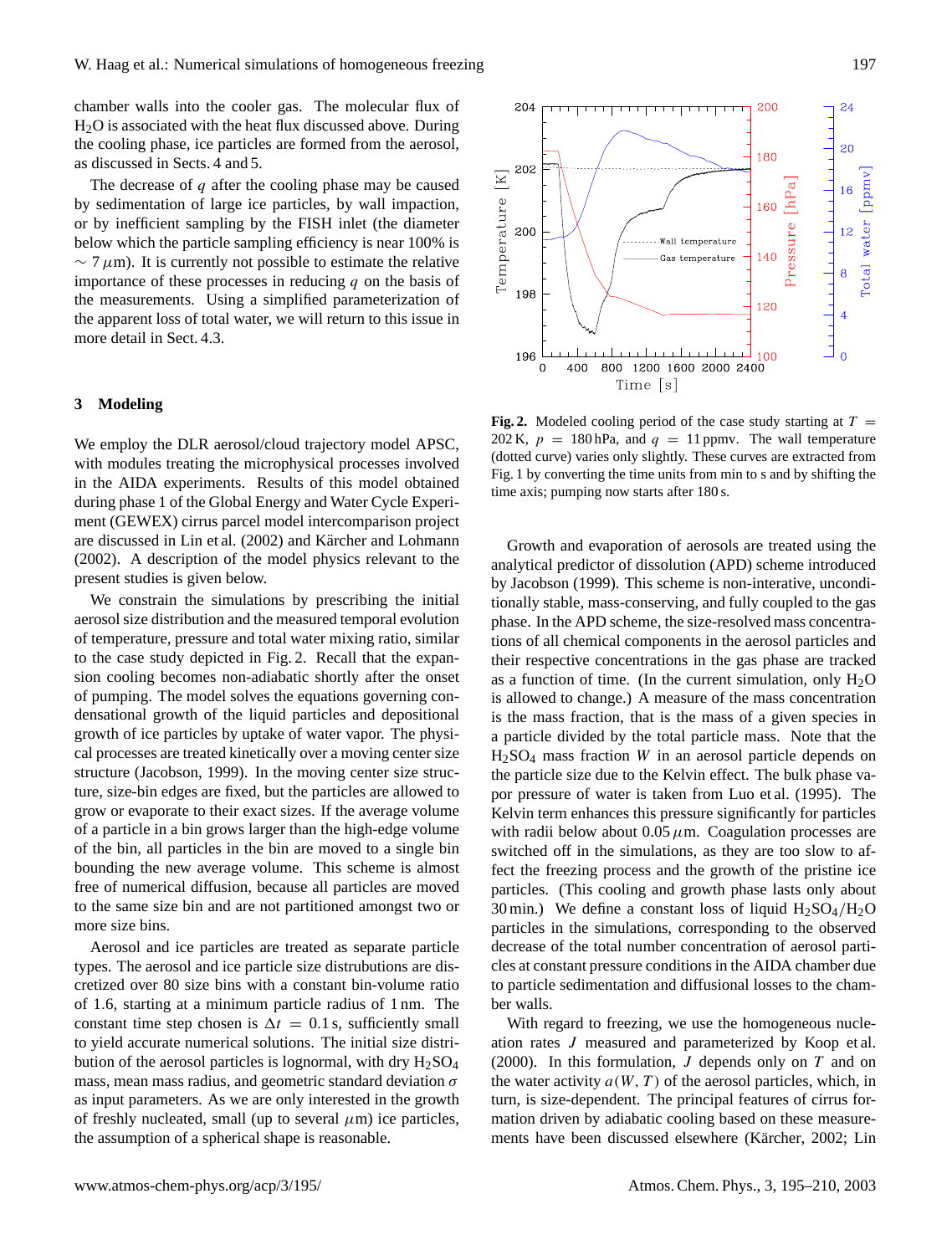chamber walls into the cooler gas. The molecular flux of $H_2O$ is associated with the heat flux discussed above. During the cooling phase, ice particles are formed from the aerosol, as discussed in Sects. 4 and 5.

The decrease of $q$ after the cooling phase may be caused by sedimentation of large ice particles, by wall impaction, or by inefficient sampling by the FISH inlet (the diameter below which the particle sampling efficiency is near 100% is $\sim 7\,\mu$m). It is currently not possible to estimate the relative importance of these processes in reducing $q$ on the basis of the measurements. Using a simplified parameterization of the apparent loss of total water, we will return to this issue in more detail in Sect. 4.3.

## 3 Modeling

We employ the DLR aerosol/cloud trajectory model APSC, with modules treating the microphysical processes involved in the AIDA experiments. Results of this model obtained during phase 1 of the Global Energy and Water Cycle Experiment (GEWEX) cirrus parcel model intercomparison project are discussed in Lin et al. (2002) and Kärcher and Lohmann (2002). A description of the model physics relevant to the present studies is given below.

We constrain the simulations by prescribing the initial aerosol size distribution and the measured temporal evolution of temperature, pressure and total water mixing ratio, similar to the case study depicted in Fig. 2. Recall that the expansion cooling becomes non-adiabatic shortly after the onset of pumping. The model solves the equations governing condensational growth of the liquid particles and depositional growth of ice particles by uptake of water vapor. The physical processes are treated kinetically over a moving center size structure (Jacobson, 1999). In the moving center size structure, size-bin edges are fixed, but the particles are allowed to grow or evaporate to their exact sizes. If the average volume of a particle in a bin grows larger than the high-edge volume of the bin, all particles in the bin are moved to a single bin bounding the new average volume. This scheme is almost free of numerical diffusion, because all particles are moved to the same size bin and are not partitioned amongst two or more size bins.

Aerosol and ice particles are treated as separate particle types. The aerosol and ice particle size distrubutions are discretized over 80 size bins with a constant bin-volume ratio of 1.6, starting at a minimum particle radius of 1 nm. The constant time step chosen is $\Delta t = 0.1$ s, sufficiently small to yield accurate numerical solutions. The initial size distribution of the aerosol particles is lognormal, with dry $H_2SO_4$ mass, mean mass radius, and geometric standard deviation $\sigma$ as input parameters. As we are only interested in the growth of freshly nucleated, small (up to several $\mu$m) ice particles, the assumption of a spherical shape is reasonable.

**Fig. 2.** Modeled cooling period of the case study starting at $T = 202$ K, $p = 180$ hPa, and $q = 11$ ppmv. The wall temperature (dotted curve) varies only slightly. These curves are extracted from Fig. 1 by converting the time units from min to s and by shifting the time axis; pumping now starts after 180 s.

Growth and evaporation of aerosols are treated using the analytical predictor of dissolution (APD) scheme introduced by Jacobson (1999). This scheme is non-interative, unconditionally stable, mass-conserving, and fully coupled to the gas phase. In the APD scheme, the size-resolved mass concentrations of all chemical components in the aerosol particles and their respective concentrations in the gas phase are tracked as a function of time. (In the current simulation, only $H_2O$ is allowed to change.) A measure of the mass concentration is the mass fraction, that is the mass of a given species in a particle divided by the total particle mass. Note that the $H_2SO_4$ mass fraction $W$ in an aerosol particle depends on the particle size due to the Kelvin effect. The bulk phase vapor pressure of water is taken from Luo et al. (1995). The Kelvin term enhances this pressure significantly for particles with radii below about $0.05\,\mu$m. Coagulation processes are switched off in the simulations, as they are too slow to affect the freezing process and the growth of the pristine ice particles. (This cooling and growth phase lasts only about 30 min.) We define a constant loss of liquid $H_2SO_4/H_2O$ particles in the simulations, corresponding to the observed decrease of the total number concentration of aerosol particles at constant pressure conditions in the AIDA chamber due to particle sedimentation and diffusional losses to the chamber walls.

With regard to freezing, we use the homogeneous nucleation rates $J$ measured and parameterized by Koop et al. (2000). In this formulation, $J$ depends only on $T$ and on the water activity $a(W,T)$ of the aerosol particles, which, in turn, is size-dependent. The principal features of cirrus formation driven by adiabatic cooling based on these measurements have been discussed elsewhere (Kärcher, 2002; Lin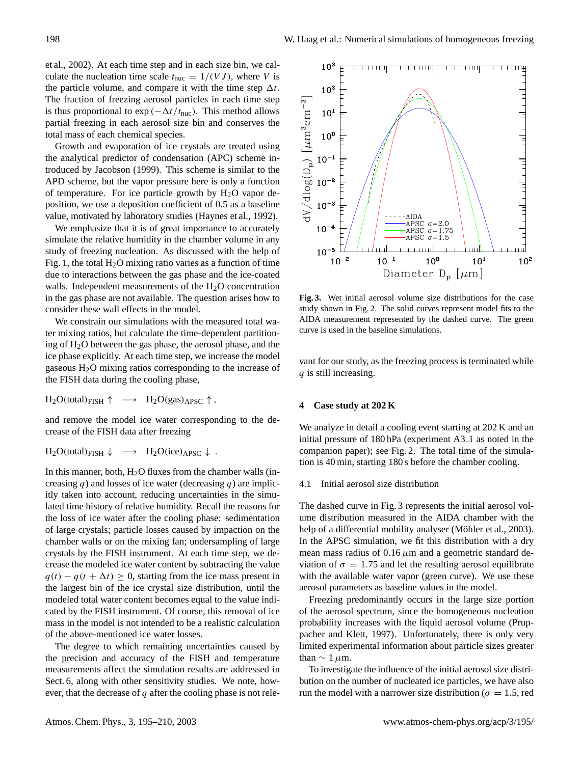et al., 2002). At each time step and in each size bin, we calculate the nucleation time scale $t_{nuc} = 1/(VJ)$, where $V$ is the particle volume, and compare it with the time step $\Delta t$. The fraction of freezing aerosol particles in each time step is thus proportional to $\exp(-\Delta t/t_{nuc})$. This method allows partial freezing in each aerosol size bin and conserves the total mass of each chemical species.

Growth and evaporation of ice crystals are treated using the analytical predictor of condensation (APC) scheme introduced by Jacobson (1999). This scheme is similar to the APD scheme, but the vapor pressure here is only a function of temperature. For ice particle growth by $H_2O$ vapor deposition, we use a deposition coefficient of 0.5 as a baseline value, motivated by laboratory studies (Haynes et al., 1992).

We emphasize that it is of great importance to accurately simulate the relative humidity in the chamber volume in any study of freezing nucleation. As discussed with the help of Fig. 1, the total $H_2O$ mixing ratio varies as a function of time due to interactions between the gas phase and the ice-coated walls. Independent measurements of the $H_2O$ concentration in the gas phase are not available. The question arises how to consider these wall effects in the model.

We constrain our simulations with the measured total water mixing ratios, but calculate the time-dependent partitioning of $H_2O$ between the gas phase, the aerosol phase, and the ice phase explicitly. At each time step, we increase the model gaseous $H_2O$ mixing ratios corresponding to the increase of the FISH data during the cooling phase,

$$H_2O(\text{total})_{\text{FISH}} \uparrow \quad \longrightarrow \quad H_2O(\text{gas})_{\text{APSC}} \uparrow ,$$

and remove the model ice water corresponding to the decrease of the FISH data after freezing

$$H_2O(\text{total})_{\text{FISH}} \downarrow \quad \longrightarrow \quad H_2O(\text{ice})_{\text{APSC}} \downarrow .$$

In this manner, both, $H_2O$ fluxes from the chamber walls (increasing $q$) and losses of ice water (decreasing $q$) are implicitly taken into account, reducing uncertainties in the simulated time history of relative humidity. Recall the reasons for the loss of ice water after the cooling phase: sedimentation of large crystals; particle losses caused by impaction on the chamber walls or on the mixing fan; undersampling of large crystals by the FISH instrument. At each time step, we decrease the modeled ice water content by subtracting the value $q(t) - q(t + \Delta t) \geq 0$, starting from the ice mass present in the largest bin of the ice crystal size distribution, until the modeled total water content becomes equal to the value indicated by the FISH instrument. Of course, this removal of ice mass in the model is not intended to be a realistic calculation of the above-mentioned ice water losses.

The degree to which remaining uncertainties caused by the precision and accuracy of the FISH and temperature measurements affect the simulation results are addressed in Sect. 6, along with other sensitivity studies. We note, however, that the decrease of $q$ after the cooling phase is not relevant for our study, as the freezing process is terminated while $q$ is still increasing.

**Fig. 3.** Wet initial aerosol volume size distributions for the case study shown in Fig. 2. The solid curves represent model fits to the AIDA measurement represented by the dashed curve. The green curve is used in the baseline simulations.

## 4 Case study at 202 K

We analyze in detail a cooling event starting at 202 K and an initial pressure of 180 hPa (experiment A3_1 as noted in the companion paper); see Fig. 2. The total time of the simulation is 40 min, starting 180 s before the chamber cooling.

### 4.1 Initial aerosol size distribution

The dashed curve in Fig. 3 represents the initial aerosol volume distribution measured in the AIDA chamber with the help of a differential mobility analyser (Möhler et al., 2003). In the APSC simulation, we fit this distribution with a dry mean mass radius of 0.16 $\mu$m and a geometric standard deviation of $\sigma = 1.75$ and let the resulting aerosol equilibrate with the available water vapor (green curve). We use these aerosol parameters as baseline values in the model.

Freezing predominantly occurs in the large size portion of the aerosol spectrum, since the homogeneous nucleation probability increases with the liquid aerosol volume (Pruppacher and Klett, 1997). Unfortunately, there is only very limited experimental information about particle sizes greater than $\sim 1\,\mu$m.

To investigate the influence of the initial aerosol size distribution on the number of nucleated ice particles, we have also run the model with a narrower size distribution ($\sigma = 1.5$, red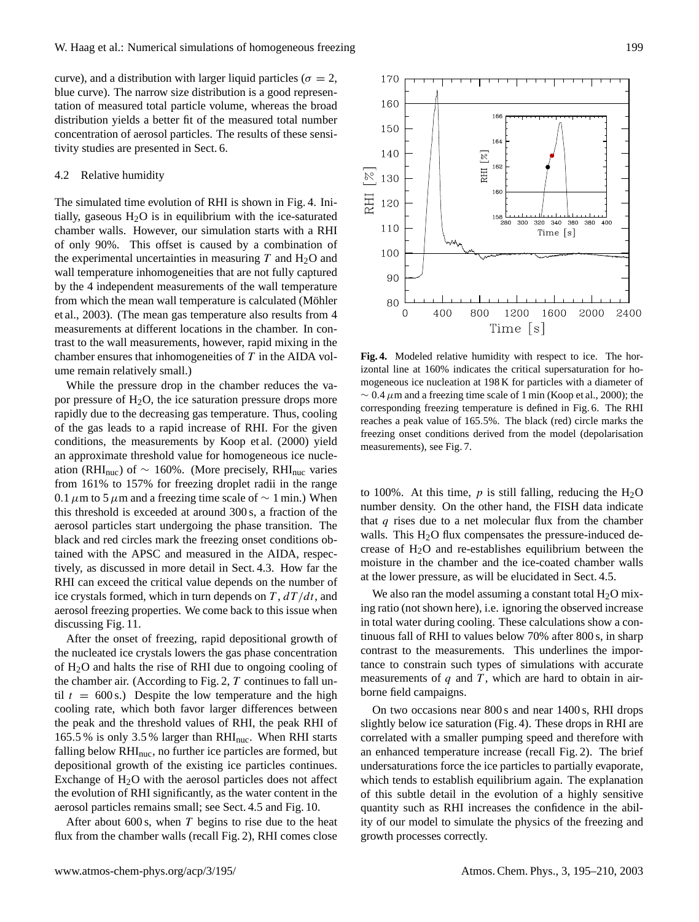curve), and a distribution with larger liquid particles ($\sigma = 2$, blue curve). The narrow size distribution is a good representation of measured total particle volume, whereas the broad distribution yields a better fit of the measured total number concentration of aerosol particles. The results of these sensitivity studies are presented in Sect. 6.

### 4.2 Relative humidity

The simulated time evolution of RHI is shown in Fig. 4. Initially, gaseous $H_2O$ is in equilibrium with the ice-saturated chamber walls. However, our simulation starts with a RHI of only 90%. This offset is caused by a combination of the experimental uncertainties in measuring $T$ and $H_2O$ and wall temperature inhomogeneities that are not fully captured by the 4 independent measurements of the wall temperature from which the mean wall temperature is calculated (Möhler et al., 2003). (The mean gas temperature also results from 4 measurements at different locations in the chamber. In contrast to the wall measurements, however, rapid mixing in the chamber ensures that inhomogeneities of $T$ in the AIDA volume remain relatively small.)

While the pressure drop in the chamber reduces the vapor pressure of $H_2O$, the ice saturation pressure drops more rapidly due to the decreasing gas temperature. Thus, cooling of the gas leads to a rapid increase of RHI. For the given conditions, the measurements by Koop et al. (2000) yield an approximate threshold value for homogeneous ice nucleation ($RHI_{nuc}$) of $\sim 160\%$. (More precisely, $RHI_{nuc}$ varies from 161% to 157% for freezing droplet radii in the range 0.1 $\mu$m to 5 $\mu$m and a freezing time scale of $\sim 1$ min.) When this threshold is exceeded at around 300 s, a fraction of the aerosol particles start undergoing the phase transition. The black and red circles mark the freezing onset conditions obtained with the APSC and measured in the AIDA, respectively, as discussed in more detail in Sect. 4.3. How far the RHI can exceed the critical value depends on the number of ice crystals formed, which in turn depends on $T$, $dT/dt$, and aerosol freezing properties. We come back to this issue when discussing Fig. 11.

After the onset of freezing, rapid depositional growth of the nucleated ice crystals lowers the gas phase concentration of $H_2O$ and halts the rise of RHI due to ongoing cooling of the chamber air. (According to Fig. 2, $T$ continues to fall until $t = 600$ s.) Despite the low temperature and the high cooling rate, which both favor larger differences between the peak and the threshold values of RHI, the peak RHI of 165.5 % is only 3.5 % larger than $RHI_{nuc}$. When RHI starts falling below $RHI_{nuc}$, no further ice particles are formed, but depositional growth of the existing ice particles continues. Exchange of $H_2O$ with the aerosol particles does not affect the evolution of RHI significantly, as the water content in the aerosol particles remains small; see Sect. 4.5 and Fig. 10.

After about 600 s, when $T$ begins to rise due to the heat flux from the chamber walls (recall Fig. 2), RHI comes close to 100%. At this time, $p$ is still falling, reducing the $H_2O$ number density. On the other hand, the FISH data indicate that $q$ rises due to a net molecular flux from the chamber walls. This $H_2O$ flux compensates the pressure-induced decrease of $H_2O$ and re-establishes equilibrium between the moisture in the chamber and the ice-coated chamber walls at the lower pressure, as will be elucidated in Sect. 4.5.

We also ran the model assuming a constant total $H_2O$ mixing ratio (not shown here), i.e. ignoring the observed increase in total water during cooling. These calculations show a continuous fall of RHI to values below 70% after 800 s, in sharp contrast to the measurements. This underlines the importance to constrain such types of simulations with accurate measurements of $q$ and $T$, which are hard to obtain in airborne field campaigns.

On two occasions near 800 s and near 1400 s, RHI drops slightly below ice saturation (Fig. 4). These drops in RHI are correlated with a smaller pumping speed and therefore with an enhanced temperature increase (recall Fig. 2). The brief undersaturations force the ice particles to partially evaporate, which tends to establish equilibrium again. The explanation of this subtle detail in the evolution of a highly sensitive quantity such as RHI increases the confidence in the ability of our model to simulate the physics of the freezing and growth processes correctly.

**Fig. 4.** Modeled relative humidity with respect to ice. The horizontal line at 160% indicates the critical supersaturation for homogeneous ice nucleation at 198 K for particles with a diameter of $\sim 0.4\,\mu$m and a freezing time scale of 1 min (Koop et al., 2000); the corresponding freezing temperature is defined in Fig. 6. The RHI reaches a peak value of 165.5%. The black (red) circle marks the freezing onset conditions derived from the model (depolarisation measurements), see Fig. 7.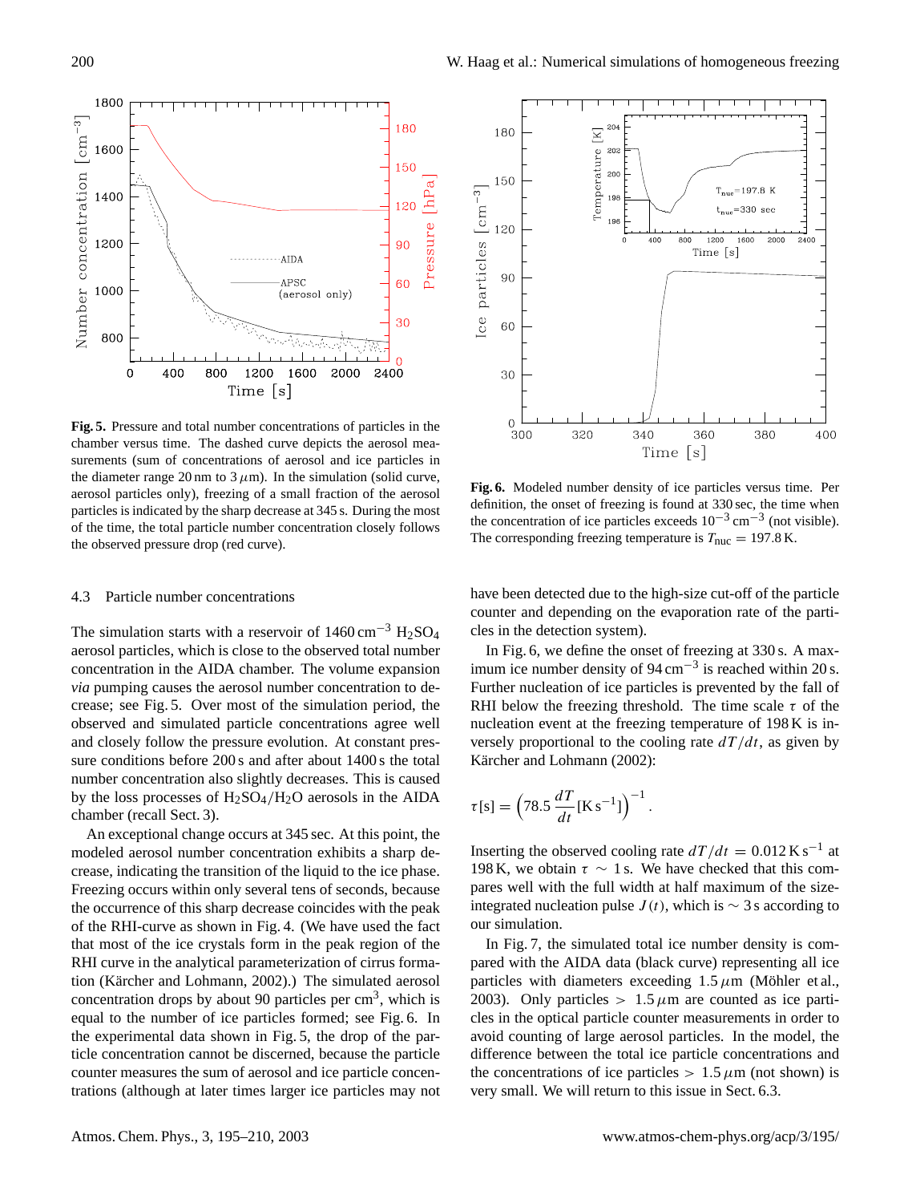**Fig. 5.** Pressure and total number concentrations of particles in the chamber versus time. The dashed curve depicts the aerosol measurements (sum of concentrations of aerosol and ice particles in the diameter range 20 nm to 3 $\mu$m). In the simulation (solid curve, aerosol particles only), freezing of a small fraction of the aerosol particles is indicated by the sharp decrease at 345 s. During the most of the time, the total particle number concentration closely follows the observed pressure drop (red curve).

**Fig. 6.** Modeled number density of ice particles versus time. Per definition, the onset of freezing is found at 330 sec, the time when the concentration of ice particles exceeds $10^{-3}$ cm$^{-3}$ (not visible). The corresponding freezing temperature is $T_{\text{nuc}} = 197.8$ K.

### 4.3 Particle number concentrations

The simulation starts with a reservoir of 1460 cm$^{-3}$ $H_2SO_4$ aerosol particles, which is close to the observed total number concentration in the AIDA chamber. The volume expansion *via* pumping causes the aerosol number concentration to decrease; see Fig. 5. Over most of the simulation period, the observed and simulated particle concentrations agree well and closely follow the pressure evolution. At constant pressure conditions before 200 s and after about 1400 s the total number concentration also slightly decreases. This is caused by the loss processes of $H_2SO_4/H_2O$ aerosols in the AIDA chamber (recall Sect. 3).

An exceptional change occurs at 345 sec. At this point, the modeled aerosol number concentration exhibits a sharp decrease, indicating the transition of the liquid to the ice phase. Freezing occurs within only several tens of seconds, because the occurrence of this sharp decrease coincides with the peak of the RHI-curve as shown in Fig. 4. (We have used the fact that most of the ice crystals form in the peak region of the RHI curve in the analytical parameterization of cirrus formation (Kärcher and Lohmann, 2002).) The simulated aerosol concentration drops by about 90 particles per cm$^3$, which is equal to the number of ice particles formed; see Fig. 6. In the experimental data shown in Fig. 5, the drop of the particle concentration cannot be discerned, because the particle counter measures the sum of aerosol and ice particle concentrations (although at later times larger ice particles may not have been detected due to the high-size cut-off of the particle counter and depending on the evaporation rate of the particles in the detection system).

In Fig. 6, we define the onset of freezing at 330 s. A maximum ice number density of 94 cm$^{-3}$ is reached within 20 s. Further nucleation of ice particles is prevented by the fall of RHI below the freezing threshold. The time scale $\tau$ of the nucleation event at the freezing temperature of 198 K is inversely proportional to the cooling rate $dT/dt$, as given by Kärcher and Lohmann (2002):

$$\tau[\text{s}] = \left(78.5 \, \frac{dT}{dt} [\text{K s}^{-1}]\right)^{-1}.$$

Inserting the observed cooling rate $dT/dt = 0.012$ K s$^{-1}$ at 198 K, we obtain $\tau \sim 1$ s. We have checked that this compares well with the full width at half maximum of the size-integrated nucleation pulse $J(t)$, which is $\sim 3$ s according to our simulation.

In Fig. 7, the simulated total ice number density is compared with the AIDA data (black curve) representing all ice particles with diameters exceeding 1.5 $\mu$m (Möhler et al., 2003). Only particles $> 1.5\,\mu$m are counted as ice particles in the optical particle counter measurements in order to avoid counting of large aerosol particles. In the model, the difference between the total ice particle concentrations and the concentrations of ice particles $> 1.5\,\mu$m (not shown) is very small. We will return to this issue in Sect. 6.3.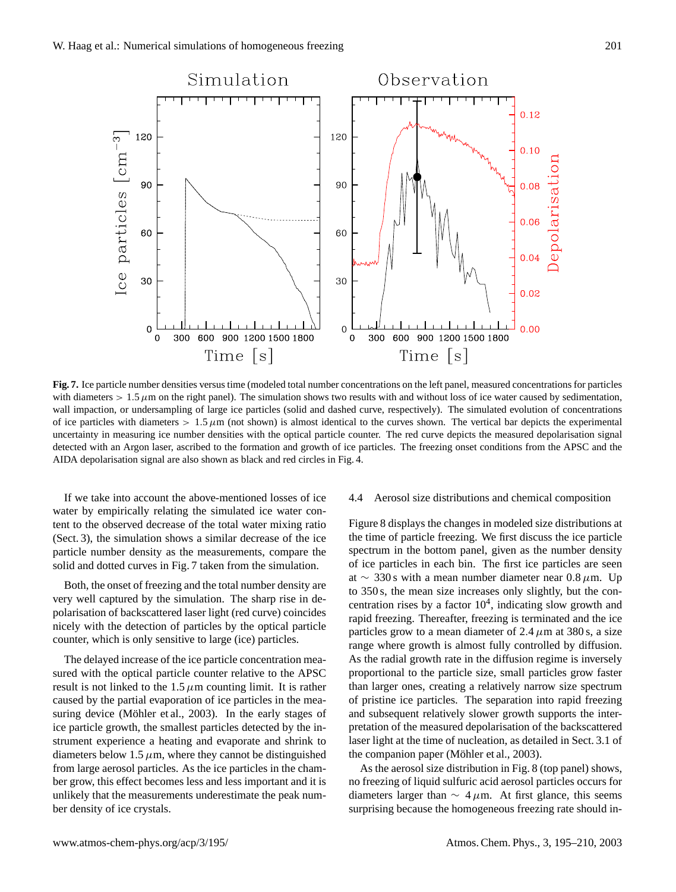**Fig. 7.** Ice particle number densities versus time (modeled total number concentrations on the left panel, measured concentrations for particles with diameters $> 1.5\,\mu$m on the right panel). The simulation shows two results with and without loss of ice water caused by sedimentation, wall impaction, or undersampling of large ice particles (solid and dashed curve, respectively). The simulated evolution of concentrations of ice particles with diameters $> 1.5\,\mu$m (not shown) is almost identical to the curves shown. The vertical bar depicts the experimental uncertainty in measuring ice number densities with the optical particle counter. The red curve depicts the measured depolarisation signal detected with an Argon laser, ascribed to the formation and growth of ice particles. The freezing onset conditions from the APSC and the AIDA depolarisation signal are also shown as black and red circles in Fig. 4.

If we take into account the above-mentioned losses of ice water by empirically relating the simulated ice water content to the observed decrease of the total water mixing ratio (Sect. 3), the simulation shows a similar decrease of the ice particle number density as the measurements, compare the solid and dotted curves in Fig. 7 taken from the simulation.

Both, the onset of freezing and the total number density are very well captured by the simulation. The sharp rise in depolarisation of backscattered laser light (red curve) coincides nicely with the detection of particles by the optical particle counter, which is only sensitive to large (ice) particles.

The delayed increase of the ice particle concentration measured with the optical particle counter relative to the APSC result is not linked to the $1.5\,\mu$m counting limit. It is rather caused by the partial evaporation of ice particles in the measuring device (Möhler et al., 2003). In the early stages of ice particle growth, the smallest particles detected by the instrument experience a heating and evaporate and shrink to diameters below $1.5\,\mu$m, where they cannot be distinguished from large aerosol particles. As the ice particles in the chamber grow, this effect becomes less and less important and it is unlikely that the measurements underestimate the peak number density of ice crystals.

### 4.4 Aerosol size distributions and chemical composition

Figure 8 displays the changes in modeled size distributions at the time of particle freezing. We first discuss the ice particle spectrum in the bottom panel, given as the number density of ice particles in each bin. The first ice particles are seen at $\sim$ 330 s with a mean number diameter near $0.8\,\mu$m. Up to 350 s, the mean size increases only slightly, but the concentration rises by a factor $10^4$, indicating slow growth and rapid freezing. Thereafter, freezing is terminated and the ice particles grow to a mean diameter of $2.4\,\mu$m at 380 s, a size range where growth is almost fully controlled by diffusion. As the radial growth rate in the diffusion regime is inversely proportional to the particle size, small particles grow faster than larger ones, creating a relatively narrow size spectrum of pristine ice particles. The separation into rapid freezing and subsequent relatively slower growth supports the interpretation of the measured depolarisation of the backscattered laser light at the time of nucleation, as detailed in Sect. 3.1 of the companion paper (Möhler et al., 2003).

As the aerosol size distribution in Fig. 8 (top panel) shows, no freezing of liquid sulfuric acid aerosol particles occurs for diameters larger than $\sim 4\,\mu$m. At first glance, this seems surprising because the homogeneous freezing rate should in-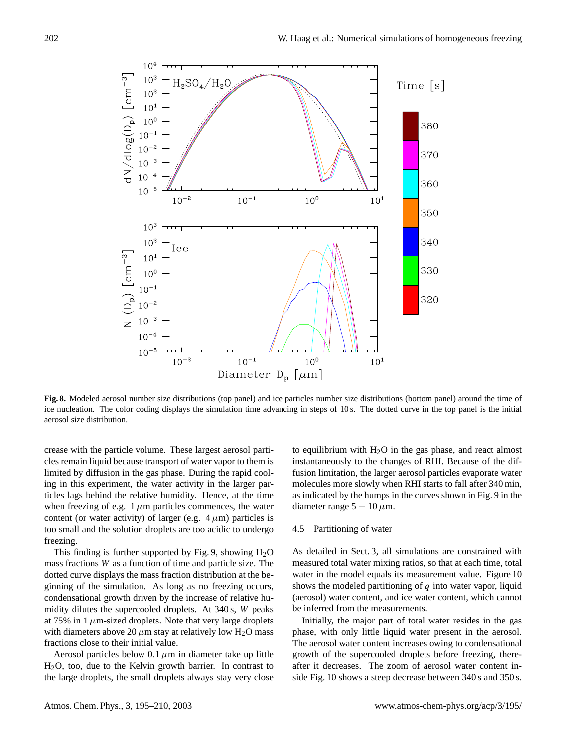**Fig. 8.** Modeled aerosol number size distributions (top panel) and ice particles number size distributions (bottom panel) around the time of ice nucleation. The color coding displays the simulation time advancing in steps of 10 s. The dotted curve in the top panel is the initial aerosol size distribution.

crease with the particle volume. These largest aerosol particles remain liquid because transport of water vapor to them is limited by diffusion in the gas phase. During the rapid cooling in this experiment, the water activity in the larger particles lags behind the relative humidity. Hence, at the time when freezing of e.g. 1 $\mu$m particles commences, the water content (or water activity) of larger (e.g. 4 $\mu$m) particles is too small and the solution droplets are too acidic to undergo freezing.

This finding is further supported by Fig. 9, showing $H_2O$ mass fractions $W$ as a function of time and particle size. The dotted curve displays the mass fraction distribution at the beginning of the simulation. As long as no freezing occurs, condensational growth driven by the increase of relative humidity dilutes the supercooled droplets. At 340 s, $W$ peaks at 75% in 1 $\mu$m-sized droplets. Note that very large droplets with diameters above 20 $\mu$m stay at relatively low $H_2O$ mass fractions close to their initial value.

Aerosol particles below 0.1 $\mu$m in diameter take up little $H_2O$, too, due to the Kelvin growth barrier. In contrast to the large droplets, the small droplets always stay very close to equilibrium with $H_2O$ in the gas phase, and react almost instantaneously to the changes of RHI. Because of the diffusion limitation, the larger aerosol particles evaporate water molecules more slowly when RHI starts to fall after 340 min, as indicated by the humps in the curves shown in Fig. 9 in the diameter range $5-10\,\mu$m.

### 4.5 Partitioning of water

As detailed in Sect. 3, all simulations are constrained with measured total water mixing ratios, so that at each time, total water in the model equals its measurement value. Figure 10 shows the modeled partitioning of $q$ into water vapor, liquid (aerosol) water content, and ice water content, which cannot be inferred from the measurements.

Initially, the major part of total water resides in the gas phase, with only little liquid water present in the aerosol. The aerosol water content increases owing to condensational growth of the supercooled droplets before freezing, thereafter it decreases. The zoom of aerosol water content inside Fig. 10 shows a steep decrease between 340 s and 350 s.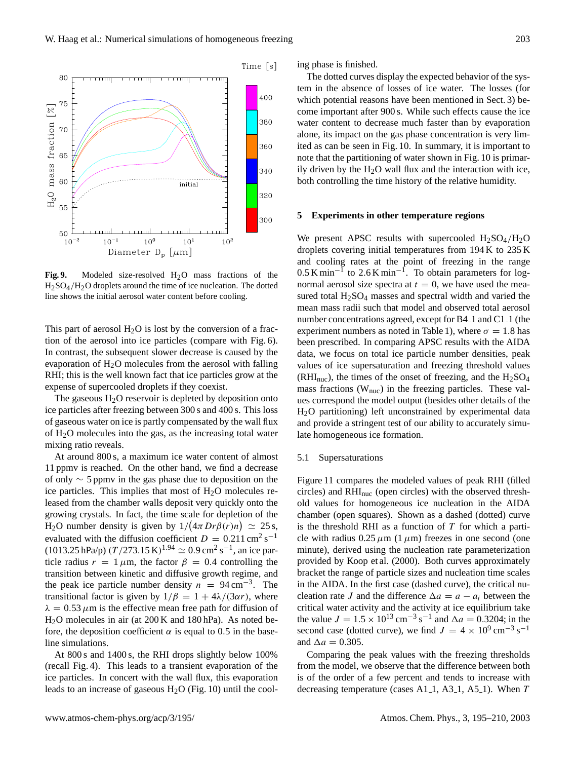Fig. 9. Modeled size-resolved $H_2O$ mass fractions of the $H_2SO_4/H_2O$ droplets around the time of ice nucleation. The dotted line shows the initial aerosol water content before cooling.

This part of aerosol $H_2O$ is lost by the conversion of a fraction of the aerosol into ice particles (compare with Fig. 6). In contrast, the subsequent slower decrease is caused by the evaporation of $H_2O$ molecules from the aerosol with falling RHI; this is the well known fact that ice particles grow at the expense of supercooled droplets if they coexist.

The gaseous $H_2O$ reservoir is depleted by deposition onto ice particles after freezing between 300 s and 400 s. This loss of gaseous water on ice is partly compensated by the wall flux of $H_2O$ molecules into the gas, as the increasing total water mixing ratio reveals.

At around 800 s, a maximum ice water content of almost 11 ppmv is reached. On the other hand, we find a decrease of only $\sim 5$ ppmv in the gas phase due to deposition on the ice particles. This implies that most of $H_2O$ molecules released from the chamber walls deposit very quickly onto the growing crystals. In fact, the time scale for depletion of the $H_2O$ number density is given by $1/\left(4\pi Dr\beta(r)n\right) \simeq 25$ s, evaluated with the diffusion coefficient $D = 0.211\,\text{cm}^2\,\text{s}^{-1}$ $(1013.25\,\text{hPa/p})\,(T/273.15\,\text{K})^{1.94} \simeq 0.9\,\text{cm}^2\,\text{s}^{-1}$, an ice particle radius $r = 1\,\mu$m, the factor $\beta = 0.4$ controlling the transition between kinetic and diffusive growth regime, and the peak ice particle number density $n = 94\,\text{cm}^{-3}$. The transitional factor is given by $1/\beta = 1 + 4\lambda/(3\alpha r)$, where $\lambda = 0.53\,\mu$m is the effective mean free path for diffusion of $H_2O$ molecules in air (at 200 K and 180 hPa). As noted before, the deposition coefficient $\alpha$ is equal to 0.5 in the baseline simulations.

At 800 s and 1400 s, the RHI drops slightly below 100% (recall Fig. 4). This leads to a transient evaporation of the ice particles. In concert with the wall flux, this evaporation leads to an increase of gaseous $H_2O$ (Fig. 10) until the cooling phase is finished.

The dotted curves display the expected behavior of the system in the absence of losses of ice water. The losses (for which potential reasons have been mentioned in Sect. 3) become important after 900 s. While such effects cause the ice water content to decrease much faster than by evaporation alone, its impact on the gas phase concentration is very limited as can be seen in Fig. 10. In summary, it is important to note that the partitioning of water shown in Fig. 10 is primarily driven by the $H_2O$ wall flux and the interaction with ice, both controlling the time history of the relative humidity.

## 5 Experiments in other temperature regions

We present APSC results with supercooled $H_2SO_4/H_2O$ droplets covering initial temperatures from 194 K to 235 K and cooling rates at the point of freezing in the range $0.5\,\text{K}\,\text{min}^{-1}$ to $2.6\,\text{K}\,\text{min}^{-1}$. To obtain parameters for log-normal aerosol size spectra at $t = 0$, we have used the measured total $H_2SO_4$ masses and spectral width and varied the mean mass radii such that model and observed total aerosol number concentrations agreed, except for B4_1 and C1_1 (the experiment numbers as noted in Table 1), where $\sigma = 1.8$ has been prescribed. In comparing APSC results with the AIDA data, we focus on total ice particle number densities, peak values of ice supersaturation and freezing threshold values ($\text{RHI}_{\text{nuc}}$), the times of the onset of freezing, and the $H_2SO_4$ mass fractions ($\text{W}_{\text{nuc}}$) in the freezing particles. These values correspond the model output (besides other details of the $H_2O$ partitioning) left unconstrained by experimental data and provide a stringent test of our ability to accurately simulate homogeneous ice formation.

### 5.1 Supersaturations

Figure 11 compares the modeled values of peak RHI (filled circles) and $\text{RHI}_{\text{nuc}}$ (open circles) with the observed threshold values for homogeneous ice nucleation in the AIDA chamber (open squares). Shown as a dashed (dotted) curve is the threshold RHI as a function of $T$ for which a particle with radius $0.25\,\mu$m ($1\,\mu$m) freezes in one second (one minute), derived using the nucleation rate parameterization provided by Koop et al. (2000). Both curves approximately bracket the range of particle sizes and nucleation time scales in the AIDA. In the first case (dashed curve), the critical nucleation rate $J$ and the difference $\Delta a = a - a_i$ between the critical water activity and the activity at ice equilibrium take the value $J = 1.5 \times 10^{13}\,\text{cm}^{-3}\,\text{s}^{-1}$ and $\Delta a = 0.3204$; in the second case (dotted curve), we find $J = 4 \times 10^{9}\,\text{cm}^{-3}\,\text{s}^{-1}$ and $\Delta a = 0.305$.

Comparing the peak values with the freezing thresholds from the model, we observe that the difference between both is of the order of a few percent and tends to increase with decreasing temperature (cases A1_1, A3_1, A5_1). When $T$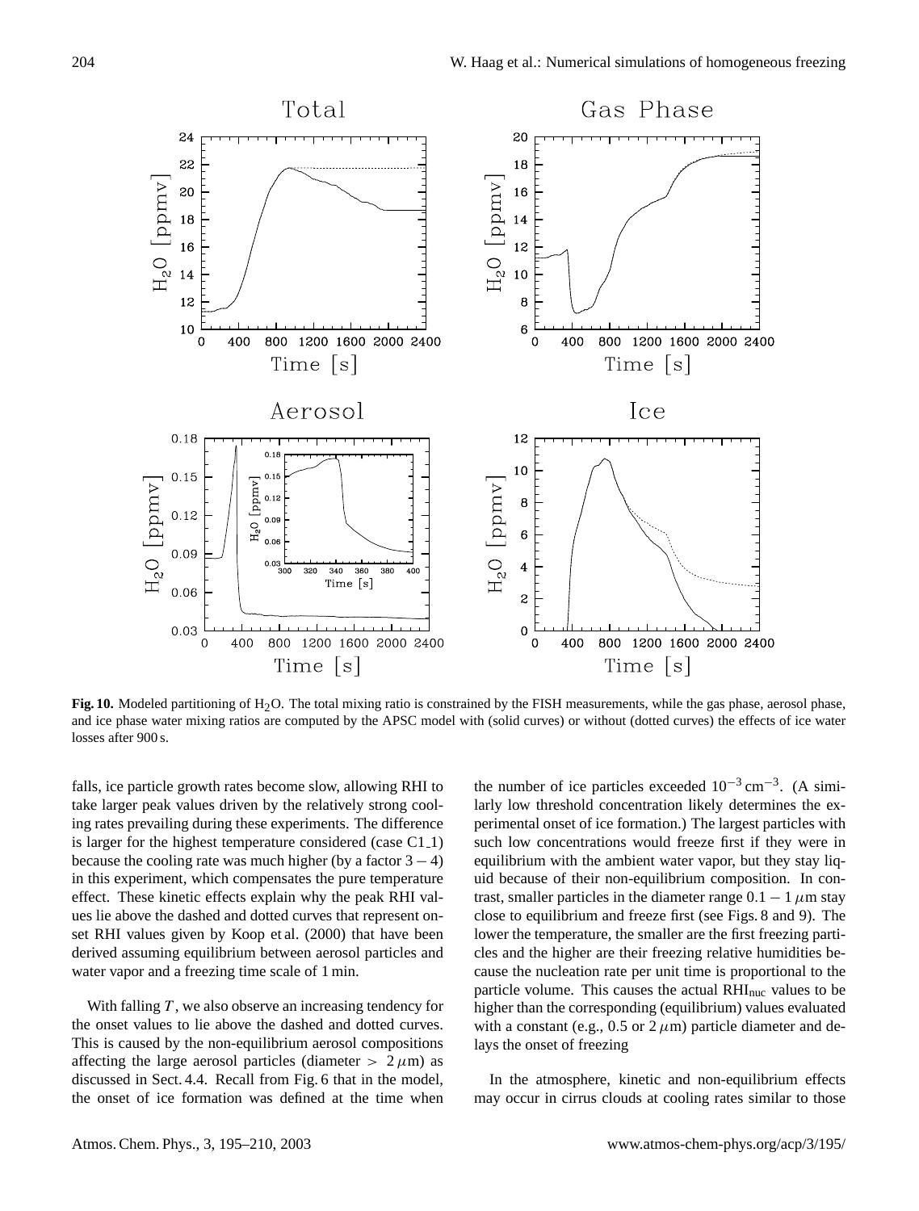**Fig. 10.** Modeled partitioning of $H_2O$. The total mixing ratio is constrained by the FISH measurements, while the gas phase, aerosol phase, and ice phase water mixing ratios are computed by the APSC model with (solid curves) or without (dotted curves) the effects of ice water losses after 900 s.

falls, ice particle growth rates become slow, allowing RHI to take larger peak values driven by the relatively strong cooling rates prevailing during these experiments. The difference is larger for the highest temperature considered (case C1_1) because the cooling rate was much higher (by a factor $3-4$) in this experiment, which compensates the pure temperature effect. These kinetic effects explain why the peak RHI values lie above the dashed and dotted curves that represent onset RHI values given by Koop et al. (2000) that have been derived assuming equilibrium between aerosol particles and water vapor and a freezing time scale of 1 min.

With falling $T$, we also observe an increasing tendency for the onset values to lie above the dashed and dotted curves. This is caused by the non-equilibrium aerosol compositions affecting the large aerosol particles (diameter $> 2\,\mu$m) as discussed in Sect. 4.4. Recall from Fig. 6 that in the model, the onset of ice formation was defined at the time when the number of ice particles exceeded $10^{-3}\,\mathrm{cm}^{-3}$. (A similarly low threshold concentration likely determines the experimental onset of ice formation.) The largest particles with such low concentrations would freeze first if they were in equilibrium with the ambient water vapor, but they stay liquid because of their non-equilibrium composition. In contrast, smaller particles in the diameter range $0.1-1\,\mu$m stay close to equilibrium and freeze first (see Figs. 8 and 9). The lower the temperature, the smaller are the first freezing particles and the higher are their freezing relative humidities because the nucleation rate per unit time is proportional to the particle volume. This causes the actual $\mathrm{RHI}_{\mathrm{nuc}}$ values to be higher than the corresponding (equilibrium) values evaluated with a constant (e.g., 0.5 or $2\,\mu$m) particle diameter and delays the onset of freezing

In the atmosphere, kinetic and non-equilibrium effects may occur in cirrus clouds at cooling rates similar to those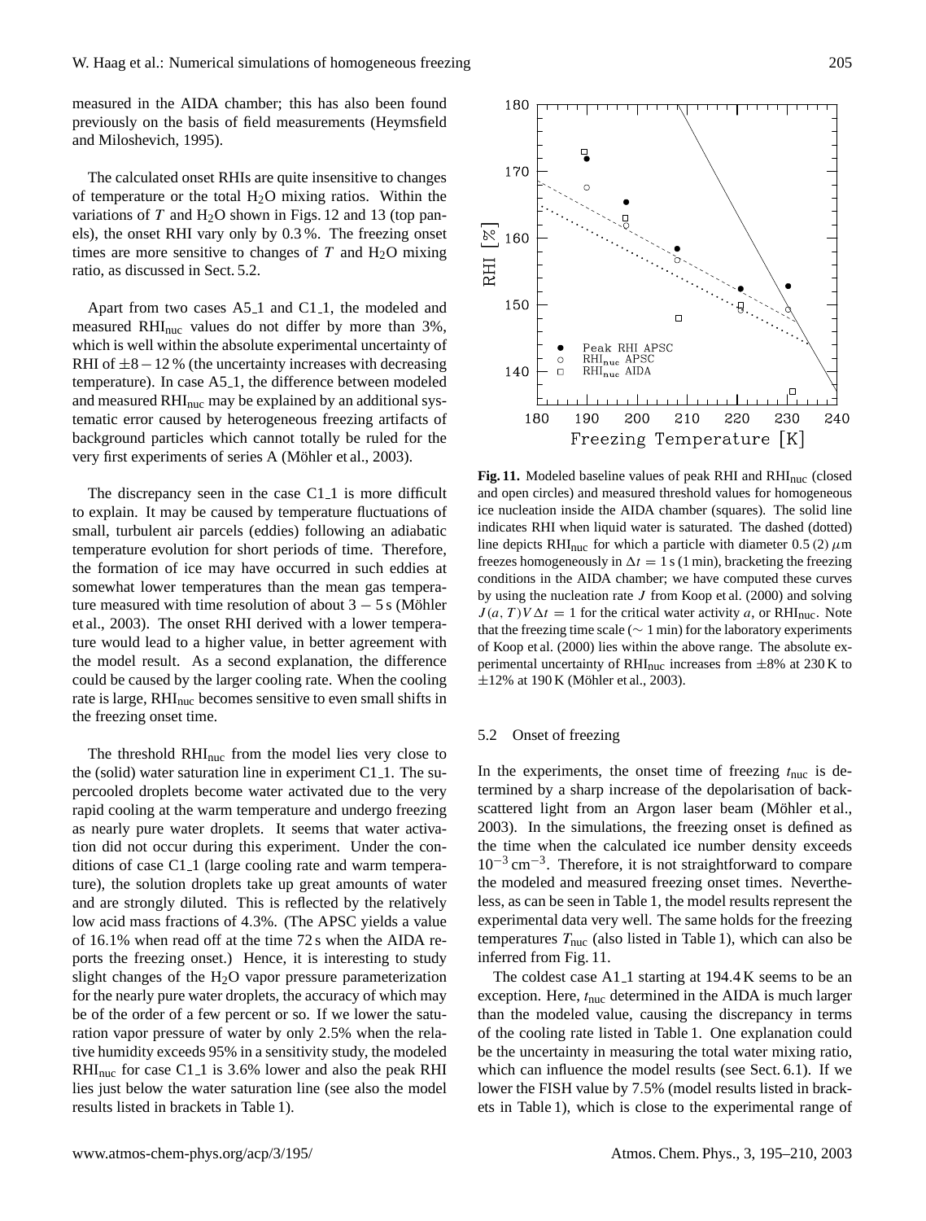measured in the AIDA chamber; this has also been found previously on the basis of field measurements (Heymsfield and Miloshevich, 1995).

The calculated onset RHIs are quite insensitive to changes of temperature or the total $H_2O$ mixing ratios. Within the variations of $T$ and $H_2O$ shown in Figs. 12 and 13 (top panels), the onset RHI vary only by 0.3 %. The freezing onset times are more sensitive to changes of $T$ and $H_2O$ mixing ratio, as discussed in Sect. 5.2.

Apart from two cases A5_1 and C1_1, the modeled and measured $RHI_{nuc}$ values do not differ by more than 3%, which is well within the absolute experimental uncertainty of RHI of $\pm 8 - 12$ % (the uncertainty increases with decreasing temperature). In case A5_1, the difference between modeled and measured $RHI_{nuc}$ may be explained by an additional systematic error caused by heterogeneous freezing artifacts of background particles which cannot totally be ruled for the very first experiments of series A (Möhler et al., 2003).

The discrepancy seen in the case C1_1 is more difficult to explain. It may be caused by temperature fluctuations of small, turbulent air parcels (eddies) following an adiabatic temperature evolution for short periods of time. Therefore, the formation of ice may have occurred in such eddies at somewhat lower temperatures than the mean gas temperature measured with time resolution of about $3 - 5$ s (Möhler et al., 2003). The onset RHI derived with a lower temperature would lead to a higher value, in better agreement with the model result. As a second explanation, the difference could be caused by the larger cooling rate. When the cooling rate is large, $RHI_{nuc}$ becomes sensitive to even small shifts in the freezing onset time.

The threshold $RHI_{nuc}$ from the model lies very close to the (solid) water saturation line in experiment C1_1. The supercooled droplets become water activated due to the very rapid cooling at the warm temperature and undergo freezing as nearly pure water droplets. It seems that water activation did not occur during this experiment. Under the conditions of case C1_1 (large cooling rate and warm temperature), the solution droplets take up great amounts of water and are strongly diluted. This is reflected by the relatively low acid mass fractions of 4.3%. (The APSC yields a value of 16.1% when read off at the time 72 s when the AIDA reports the freezing onset.) Hence, it is interesting to study slight changes of the $H_2O$ vapor pressure parameterization for the nearly pure water droplets, the accuracy of which may be of the order of a few percent or so. If we lower the saturation vapor pressure of water by only 2.5% when the relative humidity exceeds 95% in a sensitivity study, the modeled $RHI_{nuc}$ for case C1_1 is 3.6% lower and also the peak RHI lies just below the water saturation line (see also the model results listed in brackets in Table 1).

**Fig. 11.** Modeled baseline values of peak RHI and $RHI_{nuc}$ (closed and open circles) and measured threshold values for homogeneous ice nucleation inside the AIDA chamber (squares). The solid line indicates RHI when liquid water is saturated. The dashed (dotted) line depicts $RHI_{nuc}$ for which a particle with diameter 0.5 (2) $\mu$m freezes homogeneously in $\Delta t = 1$ s (1 min), bracketing the freezing conditions in the AIDA chamber; we have computed these curves by using the nucleation rate $J$ from Koop et al. (2000) and solving $J(a,T)V\Delta t = 1$ for the critical water activity $a$, or $RHI_{nuc}$. Note that the freezing time scale ($\sim$ 1 min) for the laboratory experiments of Koop et al. (2000) lies within the above range. The absolute experimental uncertainty of $RHI_{nuc}$ increases from $\pm$8% at 230 K to $\pm$12% at 190 K (Möhler et al., 2003).

### 5.2 Onset of freezing

In the experiments, the onset time of freezing $t_{nuc}$ is determined by a sharp increase of the depolarisation of backscattered light from an Argon laser beam (Möhler et al., 2003). In the simulations, the freezing onset is defined as the time when the calculated ice number density exceeds $10^{-3}$ cm$^{-3}$. Therefore, it is not straightforward to compare the modeled and measured freezing onset times. Nevertheless, as can be seen in Table 1, the model results represent the experimental data very well. The same holds for the freezing temperatures $T_{nuc}$ (also listed in Table 1), which can also be inferred from Fig. 11.

The coldest case A1_1 starting at 194.4 K seems to be an exception. Here, $t_{nuc}$ determined in the AIDA is much larger than the modeled value, causing the discrepancy in terms of the cooling rate listed in Table 1. One explanation could be the uncertainty in measuring the total water mixing ratio, which can influence the model results (see Sect. 6.1). If we lower the FISH value by 7.5% (model results listed in brackets in Table 1), which is close to the experimental range of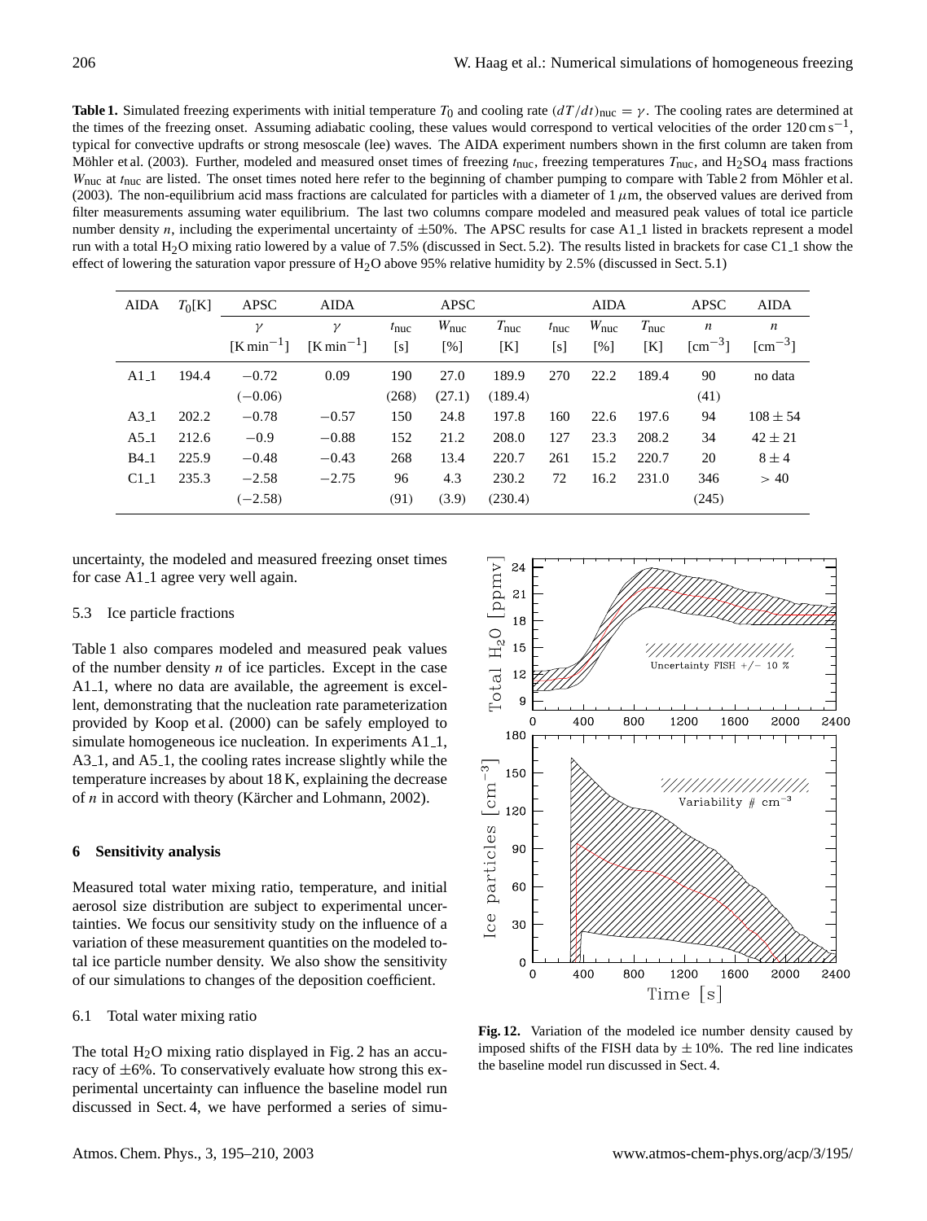**Table 1.** Simulated freezing experiments with initial temperature $T_0$ and cooling rate $(dT/dt)_{nuc} = \gamma$. The cooling rates are determined at the times of the freezing onset. Assuming adiabatic cooling, these values would correspond to vertical velocities of the order 120 cm s$^{-1}$, typical for convective updrafts or strong mesoscale (lee) waves. The AIDA experiment numbers shown in the first column are taken from Möhler et al. (2003). Further, modeled and measured onset times of freezing $t_{nuc}$, freezing temperatures $T_{nuc}$, and $H_2SO_4$ mass fractions $W_{nuc}$ at $t_{nuc}$ are listed. The onset times noted here refer to the beginning of chamber pumping to compare with Table 2 from Möhler et al. (2003). The non-equilibrium acid mass fractions are calculated for particles with a diameter of 1 $\mu$m, the observed values are derived from filter measurements assuming water equilibrium. The last two columns compare modeled and measured peak values of total ice particle number density $n$, including the experimental uncertainty of ±50%. The APSC results for case A1_1 listed in brackets represent a model run with a total $H_2O$ mixing ratio lowered by a value of 7.5% (discussed in Sect. 5.2). The results listed in brackets for case C1_1 show the effect of lowering the saturation vapor pressure of $H_2O$ above 95% relative humidity by 2.5% (discussed in Sect. 5.1)

| AIDA | $T_0$[K] | APSC | AIDA | APSC | | | AIDA | | | APSC | AIDA |
|---|---|---|---|---|---|---|---|---|---|---|---|
| | | $\gamma$ [K min$^{-1}$] | $\gamma$ [K min$^{-1}$] | $t_{nuc}$ [s] | $W_{nuc}$ [%] | $T_{nuc}$ [K] | $t_{nuc}$ [s] | $W_{nuc}$ [%] | $T_{nuc}$ [K] | $n$ [cm$^{-3}$] | $n$ [cm$^{-3}$] |
| A1_1 | 194.4 | −0.72 | 0.09 | 190 | 27.0 | 189.9 | 270 | 22.2 | 189.4 | 90 | no data |
| | | (−0.06) | | (268) | (27.1) | (189.4) | | | | (41) | |
| A3_1 | 202.2 | −0.78 | −0.57 | 150 | 24.8 | 197.8 | 160 | 22.6 | 197.6 | 94 | 108 ± 54 |
| A5_1 | 212.6 | −0.9 | −0.88 | 152 | 21.2 | 208.0 | 127 | 23.3 | 208.2 | 34 | 42 ± 21 |
| B4_1 | 225.9 | −0.48 | −0.43 | 268 | 13.4 | 220.7 | 261 | 15.2 | 220.7 | 20 | 8 ± 4 |
| C1_1 | 235.3 | −2.58 | −2.75 | 96 | 4.3 | 230.2 | 72 | 16.2 | 231.0 | 346 | > 40 |
| | | (−2.58) | | (91) | (3.9) | (230.4) | | | | (245) | |

uncertainty, the modeled and measured freezing onset times for case A1_1 agree very well again.

### 5.3 Ice particle fractions

Table 1 also compares modeled and measured peak values of the number density $n$ of ice particles. Except in the case A1_1, where no data are available, the agreement is excellent, demonstrating that the nucleation rate parameterization provided by Koop et al. (2000) can be safely employed to simulate homogeneous ice nucleation. In experiments A1_1, A3_1, and A5_1, the cooling rates increase slightly while the temperature increases by about 18 K, explaining the decrease of $n$ in accord with theory (Kärcher and Lohmann, 2002).

## 6 Sensitivity analysis

Measured total water mixing ratio, temperature, and initial aerosol size distribution are subject to experimental uncertainties. We focus our sensitivity study on the influence of a variation of these measurement quantities on the modeled total ice particle number density. We also show the sensitivity of our simulations to changes of the deposition coefficient.

### 6.1 Total water mixing ratio

The total $H_2O$ mixing ratio displayed in Fig. 2 has an accuracy of ±6%. To conservatively evaluate how strong this experimental uncertainty can influence the baseline model run discussed in Sect. 4, we have performed a series of simu-

**Fig. 12.** Variation of the modeled ice number density caused by imposed shifts of the FISH data by ± 10%. The red line indicates the baseline model run discussed in Sect. 4.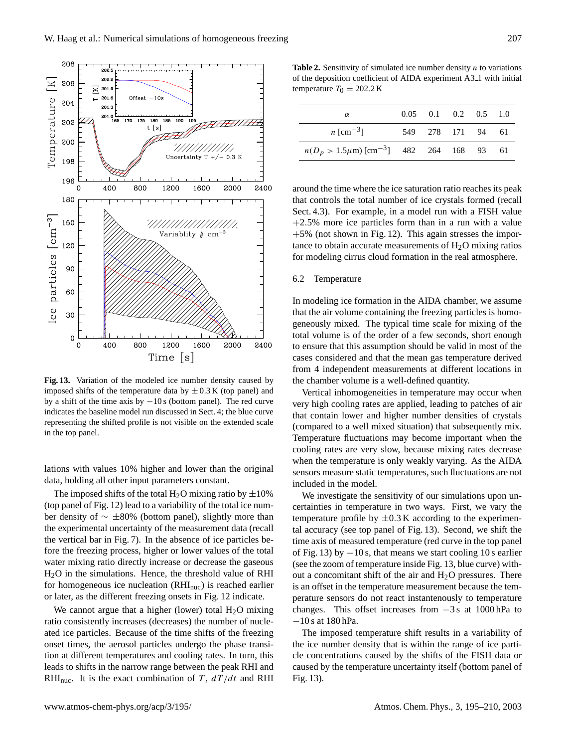**Fig. 13.** Variation of the modeled ice number density caused by imposed shifts of the temperature data by $\pm 0.3$ K (top panel) and by a shift of the time axis by $-10$ s (bottom panel). The red curve indicates the baseline model run discussed in Sect. 4; the blue curve representing the shifted profile is not visible on the extended scale in the top panel.

lations with values 10% higher and lower than the original data, holding all other input parameters constant.

The imposed shifts of the total $H_2O$ mixing ratio by $\pm 10$% (top panel of Fig. 12) lead to a variability of the total ice number density of $\sim \pm 80$% (bottom panel), slightly more than the experimental uncertainty of the measurement data (recall the vertical bar in Fig. 7). In the absence of ice particles before the freezing process, higher or lower values of the total water mixing ratio directly increase or decrease the gaseous $H_2O$ in the simulations. Hence, the threshold value of RHI for homogeneous ice nucleation ($RHI_{nuc}$) is reached earlier or later, as the different freezing onsets in Fig. 12 indicate.

We cannot argue that a higher (lower) total $H_2O$ mixing ratio consistently increases (decreases) the number of nucleated ice particles. Because of the time shifts of the freezing onset times, the aerosol particles undergo the phase transition at different temperatures and cooling rates. In turn, this leads to shifts in the narrow range between the peak RHI and $RHI_{nuc}$. It is the exact combination of $T$, $dT/dt$ and RHI around the time where the ice saturation ratio reaches its peak that controls the total number of ice crystals formed (recall Sect. 4.3). For example, in a model run with a FISH value +2.5% more ice particles form than in a run with a value +5% (not shown in Fig. 12). This again stresses the importance to obtain accurate measurements of $H_2O$ mixing ratios for modeling cirrus cloud formation in the real atmosphere.

**Table 2.** Sensitivity of simulated ice number density $n$ to variations of the deposition coefficient of AIDA experiment A3_1 with initial temperature $T_0 = 202.2$ K

| $\alpha$ | 0.05 | 0.1 | 0.2 | 0.5 | 1.0 |
|---|---|---|---|---|---|
| $n$ [cm$^{-3}$] | 549 | 278 | 171 | 94 | 61 |
| $n(D_p > 1.5\mu\text{m})$ [cm$^{-3}$] | 482 | 264 | 168 | 93 | 61 |

### 6.2 Temperature

In modeling ice formation in the AIDA chamber, we assume that the air volume containing the freezing particles is homogeneously mixed. The typical time scale for mixing of the total volume is of the order of a few seconds, short enough to ensure that this assumption should be valid in most of the cases considered and that the mean gas temperature derived from 4 independent measurements at different locations in the chamber volume is a well-defined quantity.

Vertical inhomogeneities in temperature may occur when very high cooling rates are applied, leading to patches of air that contain lower and higher number densities of crystals (compared to a well mixed situation) that subsequently mix. Temperature fluctuations may become important when the cooling rates are very slow, because mixing rates decrease when the temperature is only weakly varying. As the AIDA sensors measure static temperatures, such fluctuations are not included in the model.

We investigate the sensitivity of our simulations upon uncertainties in temperature in two ways. First, we vary the temperature profile by $\pm 0.3$ K according to the experimental accuracy (see top panel of Fig. 13). Second, we shift the time axis of measured temperature (red curve in the top panel of Fig. 13) by $-10$ s, that means we start cooling 10 s earlier (see the zoom of temperature inside Fig. 13, blue curve) without a concomitant shift of the air and $H_2O$ pressures. There is an offset in the temperature measurement because the temperature sensors do not react instantenously to temperature changes. This offset increases from $-3$ s at 1000 hPa to $-10$ s at 180 hPa.

The imposed temperature shift results in a variability of the ice number density that is within the range of ice particle concentrations caused by the shifts of the FISH data or caused by the temperature uncertainty itself (bottom panel of Fig. 13).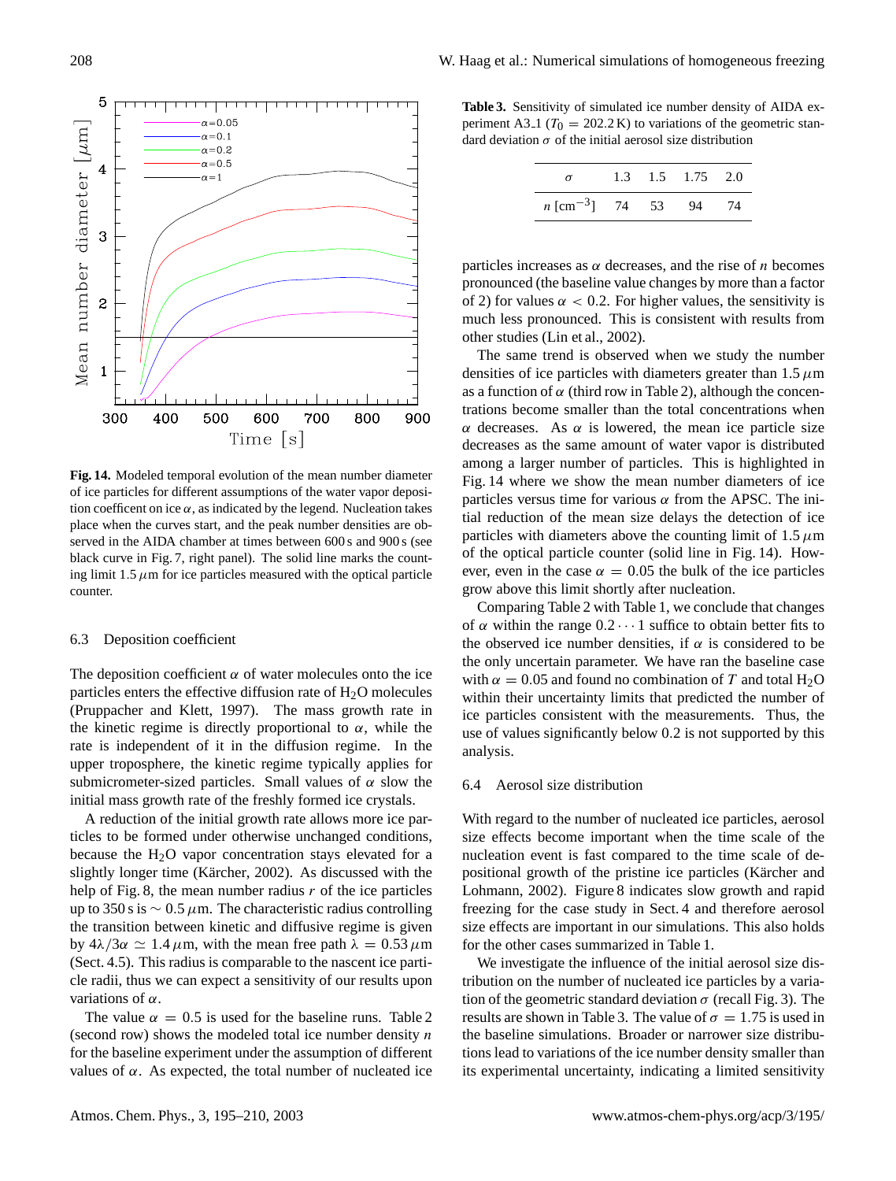**Fig. 14.** Modeled temporal evolution of the mean number diameter of ice particles for different assumptions of the water vapor deposition coefficent on ice $\alpha$, as indicated by the legend. Nucleation takes place when the curves start, and the peak number densities are observed in the AIDA chamber at times between 600 s and 900 s (see black curve in Fig. 7, right panel). The solid line marks the counting limit 1.5 $\mu$m for ice particles measured with the optical particle counter.

### 6.3 Deposition coefficient

The deposition coefficient $\alpha$ of water molecules onto the ice particles enters the effective diffusion rate of $H_2O$ molecules (Pruppacher and Klett, 1997). The mass growth rate in the kinetic regime is directly proportional to $\alpha$, while the rate is independent of it in the diffusion regime. In the upper troposphere, the kinetic regime typically applies for submicrometer-sized particles. Small values of $\alpha$ slow the initial mass growth rate of the freshly formed ice crystals.

A reduction of the initial growth rate allows more ice particles to be formed under otherwise unchanged conditions, because the $H_2O$ vapor concentration stays elevated for a slightly longer time (Kärcher, 2002). As discussed with the help of Fig. 8, the mean number radius $r$ of the ice particles up to 350 s is $\sim 0.5\,\mu$m. The characteristic radius controlling the transition between kinetic and diffusive regime is given by $4\lambda/3\alpha \simeq 1.4\,\mu$m, with the mean free path $\lambda = 0.53\,\mu$m (Sect. 4.5). This radius is comparable to the nascent ice particle radii, thus we can expect a sensitivity of our results upon variations of $\alpha$.

The value $\alpha = 0.5$ is used for the baseline runs. Table 2 (second row) shows the modeled total ice number density $n$ for the baseline experiment under the assumption of different values of $\alpha$. As expected, the total number of nucleated ice particles increases as $\alpha$ decreases, and the rise of $n$ becomes pronounced (the baseline value changes by more than a factor of 2) for values $\alpha < 0.2$. For higher values, the sensitivity is much less pronounced. This is consistent with results from other studies (Lin et al., 2002).

The same trend is observed when we study the number densities of ice particles with diameters greater than 1.5 $\mu$m as a function of $\alpha$ (third row in Table 2), although the concentrations become smaller than the total concentrations when $\alpha$ decreases. As $\alpha$ is lowered, the mean ice particle size decreases as the same amount of water vapor is distributed among a larger number of particles. This is highlighted in Fig. 14 where we show the mean number diameters of ice particles versus time for various $\alpha$ from the APSC. The initial reduction of the mean size delays the detection of ice particles with diameters above the counting limit of 1.5 $\mu$m of the optical particle counter (solid line in Fig. 14). However, even in the case $\alpha = 0.05$ the bulk of the ice particles grow above this limit shortly after nucleation.

Comparing Table 2 with Table 1, we conclude that changes of $\alpha$ within the range $0.2 \cdots 1$ suffice to obtain better fits to the observed ice number densities, if $\alpha$ is considered to be the only uncertain parameter. We have ran the baseline case with $\alpha = 0.05$ and found no combination of $T$ and total $H_2O$ within their uncertainty limits that predicted the number of ice particles consistent with the measurements. Thus, the use of values significantly below 0.2 is not supported by this analysis.

**Table 3.** Sensitivity of simulated ice number density of AIDA experiment A3_1 ($T_0 = 202.2$ K) to variations of the geometric standard deviation $\sigma$ of the initial aerosol size distribution

| $\sigma$ | 1.3 | 1.5 | 1.75 | 2.0 |
|---|---|---|---|---|
| $n$ [cm$^{-3}$] | 74 | 53 | 94 | 74 |

### 6.4 Aerosol size distribution

With regard to the number of nucleated ice particles, aerosol size effects become important when the time scale of the nucleation event is fast compared to the time scale of depositional growth of the pristine ice particles (Kärcher and Lohmann, 2002). Figure 8 indicates slow growth and rapid freezing for the case study in Sect. 4 and therefore aerosol size effects are important in our simulations. This also holds for the other cases summarized in Table 1.

We investigate the influence of the initial aerosol size distribution on the number of nucleated ice particles by a variation of the geometric standard deviation $\sigma$ (recall Fig. 3). The results are shown in Table 3. The value of $\sigma = 1.75$ is used in the baseline simulations. Broader or narrower size distributions lead to variations of the ice number density smaller than its experimental uncertainty, indicating a limited sensitivity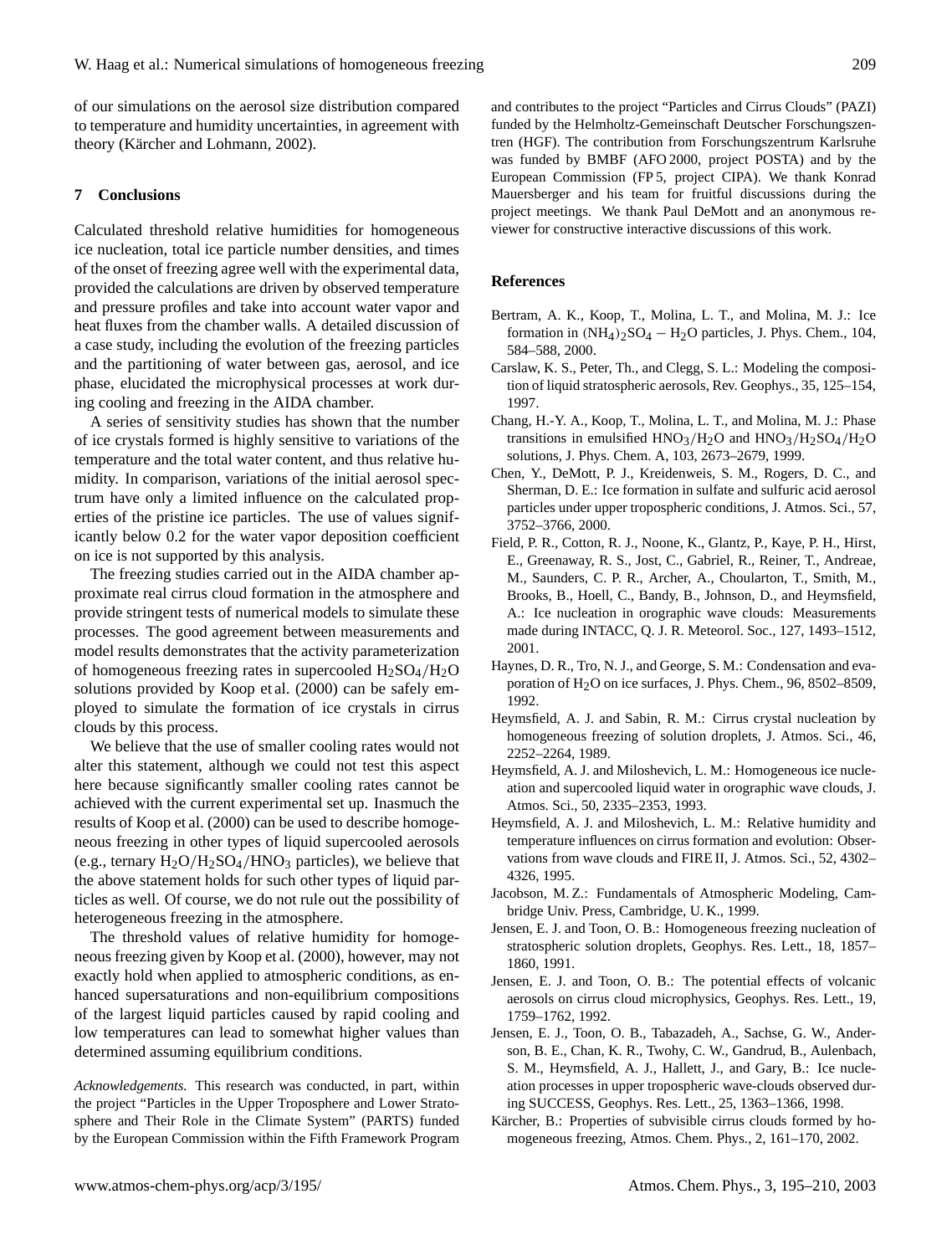of our simulations on the aerosol size distribution compared to temperature and humidity uncertainties, in agreement with theory (Kärcher and Lohmann, 2002).

## 7 Conclusions

Calculated threshold relative humidities for homogeneous ice nucleation, total ice particle number densities, and times of the onset of freezing agree well with the experimental data, provided the calculations are driven by observed temperature and pressure profiles and take into account water vapor and heat fluxes from the chamber walls. A detailed discussion of a case study, including the evolution of the freezing particles and the partitioning of water between gas, aerosol, and ice phase, elucidated the microphysical processes at work during cooling and freezing in the AIDA chamber.

A series of sensitivity studies has shown that the number of ice crystals formed is highly sensitive to variations of the temperature and the total water content, and thus relative humidity. In comparison, variations of the initial aerosol spectrum have only a limited influence on the calculated properties of the pristine ice particles. The use of values significantly below 0.2 for the water vapor deposition coefficient on ice is not supported by this analysis.

The freezing studies carried out in the AIDA chamber approximate real cirrus cloud formation in the atmosphere and provide stringent tests of numerical models to simulate these processes. The good agreement between measurements and model results demonstrates that the activity parameterization of homogeneous freezing rates in supercooled $H_2SO_4/H_2O$ solutions provided by Koop et al. (2000) can be safely employed to simulate the formation of ice crystals in cirrus clouds by this process.

We believe that the use of smaller cooling rates would not alter this statement, although we could not test this aspect here because significantly smaller cooling rates cannot be achieved with the current experimental set up. Inasmuch the results of Koop et al. (2000) can be used to describe homogeneous freezing in other types of liquid supercooled aerosols (e.g., ternary $H_2O/H_2SO_4/HNO_3$ particles), we believe that the above statement holds for such other types of liquid particles as well. Of course, we do not rule out the possibility of heterogeneous freezing in the atmosphere.

The threshold values of relative humidity for homogeneous freezing given by Koop et al. (2000), however, may not exactly hold when applied to atmospheric conditions, as enhanced supersaturations and non-equilibrium compositions of the largest liquid particles caused by rapid cooling and low temperatures can lead to somewhat higher values than determined assuming equilibrium conditions.

*Acknowledgements.* This research was conducted, in part, within the project "Particles in the Upper Troposphere and Lower Stratosphere and Their Role in the Climate System" (PARTS) funded by the European Commission within the Fifth Framework Program and contributes to the project "Particles and Cirrus Clouds" (PAZI) funded by the Helmholtz-Gemeinschaft Deutscher Forschungszentren (HGF). The contribution from Forschungszentrum Karlsruhe was funded by BMBF (AFO 2000, project POSTA) and by the European Commission (FP 5, project CIPA). We thank Konrad Mauersberger and his team for fruitful discussions during the project meetings. We thank Paul DeMott and an anonymous reviewer for constructive interactive discussions of this work.

## References

Bertram, A. K., Koop, T., Molina, L. T., and Molina, M. J.: Ice formation in $(NH_4)_2SO_4 - H_2O$ particles, J. Phys. Chem., 104, 584–588, 2000.

Carslaw, K. S., Peter, Th., and Clegg, S. L.: Modeling the composition of liquid stratospheric aerosols, Rev. Geophys., 35, 125–154, 1997.

Chang, H.-Y. A., Koop, T., Molina, L. T., and Molina, M. J.: Phase transitions in emulsified $HNO_3/H_2O$ and $HNO_3/H_2SO_4/H_2O$ solutions, J. Phys. Chem. A, 103, 2673–2679, 1999.

Chen, Y., DeMott, P. J., Kreidenweis, S. M., Rogers, D. C., and Sherman, D. E.: Ice formation in sulfate and sulfuric acid aerosol particles under upper tropospheric conditions, J. Atmos. Sci., 57, 3752–3766, 2000.

Field, P. R., Cotton, R. J., Noone, K., Glantz, P., Kaye, P. H., Hirst, E., Greenaway, R. S., Jost, C., Gabriel, R., Reiner, T., Andreae, M., Saunders, C. P. R., Archer, A., Choularton, T., Smith, M., Brooks, B., Hoell, C., Bandy, B., Johnson, D., and Heymsfield, A.: Ice nucleation in orographic wave clouds: Measurements made during INTACC, Q. J. R. Meteorol. Soc., 127, 1493–1512, 2001.

Haynes, D. R., Tro, N. J., and George, S. M.: Condensation and evaporation of $H_2O$ on ice surfaces, J. Phys. Chem., 96, 8502–8509, 1992.

Heymsfield, A. J. and Sabin, R. M.: Cirrus crystal nucleation by homogeneous freezing of solution droplets, J. Atmos. Sci., 46, 2252–2264, 1989.

Heymsfield, A. J. and Miloshevich, L. M.: Homogeneous ice nucleation and supercooled liquid water in orographic wave clouds, J. Atmos. Sci., 50, 2335–2353, 1993.

Heymsfield, A. J. and Miloshevich, L. M.: Relative humidity and temperature influences on cirrus formation and evolution: Observations from wave clouds and FIRE II, J. Atmos. Sci., 52, 4302–4326, 1995.

Jacobson, M. Z.: Fundamentals of Atmospheric Modeling, Cambridge Univ. Press, Cambridge, U. K., 1999.

Jensen, E. J. and Toon, O. B.: Homogeneous freezing nucleation of stratospheric solution droplets, Geophys. Res. Lett., 18, 1857–1860, 1991.

Jensen, E. J. and Toon, O. B.: The potential effects of volcanic aerosols on cirrus cloud microphysics, Geophys. Res. Lett., 19, 1759–1762, 1992.

Jensen, E. J., Toon, O. B., Tabazadeh, A., Sachse, G. W., Anderson, B. E., Chan, K. R., Twohy, C. W., Gandrud, B., Aulenbach, S. M., Heymsfield, A. J., Hallett, J., and Gary, B.: Ice nucleation processes in upper tropospheric wave-clouds observed during SUCCESS, Geophys. Res. Lett., 25, 1363–1366, 1998.

Kärcher, B.: Properties of subvisible cirrus clouds formed by homogeneous freezing, Atmos. Chem. Phys., 2, 161–170, 2002.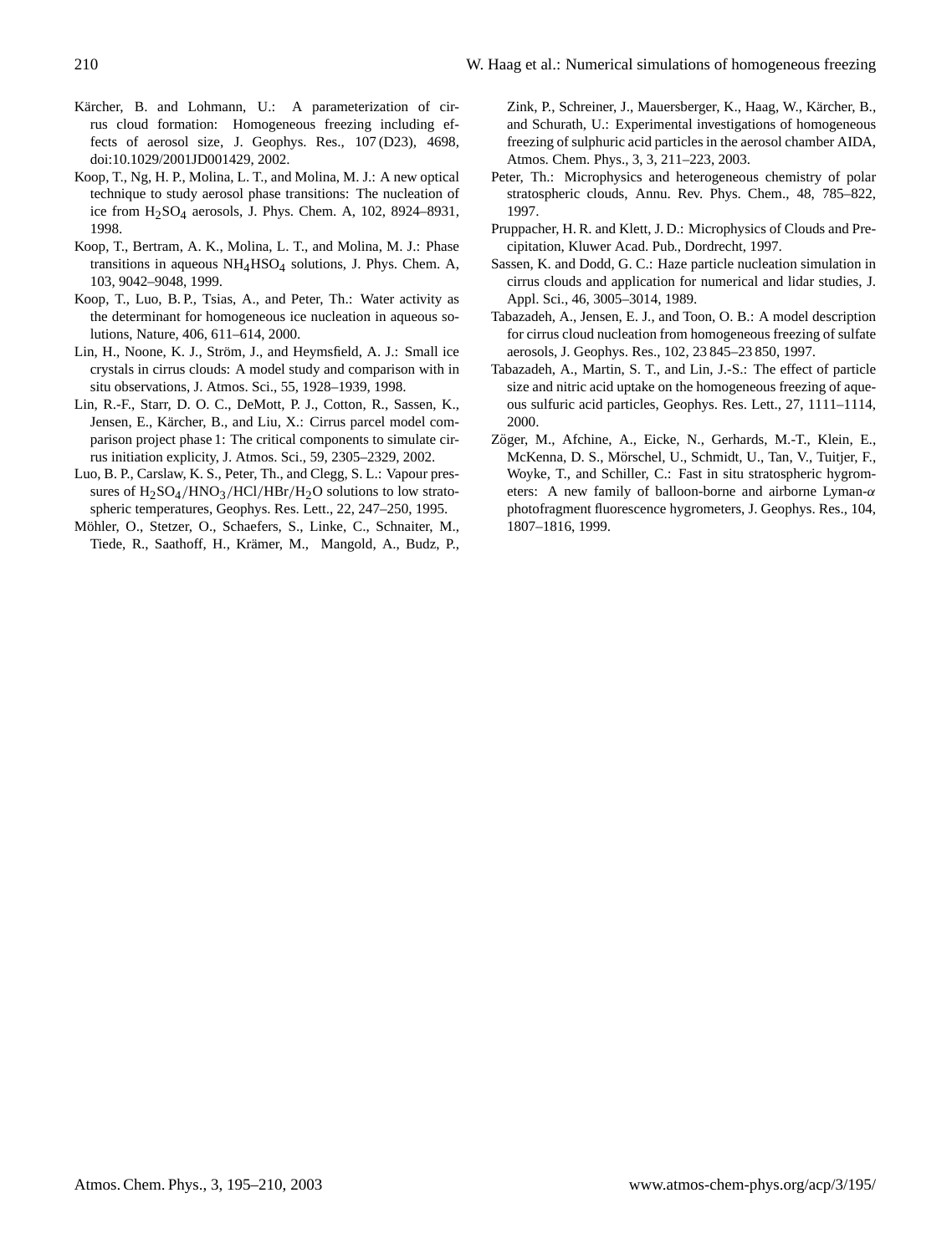Kärcher, B. and Lohmann, U.: A parameterization of cirrus cloud formation: Homogeneous freezing including effects of aerosol size, J. Geophys. Res., 107 (D23), 4698, doi:10.1029/2001JD001429, 2002.

Koop, T., Ng, H. P., Molina, L. T., and Molina, M. J.: A new optical technique to study aerosol phase transitions: The nucleation of ice from $H_2SO_4$ aerosols, J. Phys. Chem. A, 102, 8924–8931, 1998.

Koop, T., Bertram, A. K., Molina, L. T., and Molina, M. J.: Phase transitions in aqueous $NH_4HSO_4$ solutions, J. Phys. Chem. A, 103, 9042–9048, 1999.

Koop, T., Luo, B. P., Tsias, A., and Peter, Th.: Water activity as the determinant for homogeneous ice nucleation in aqueous solutions, Nature, 406, 611–614, 2000.

Lin, H., Noone, K. J., Ström, J., and Heymsfield, A. J.: Small ice crystals in cirrus clouds: A model study and comparison with in situ observations, J. Atmos. Sci., 55, 1928–1939, 1998.

Lin, R.-F., Starr, D. O. C., DeMott, P. J., Cotton, R., Sassen, K., Jensen, E., Kärcher, B., and Liu, X.: Cirrus parcel model comparison project phase 1: The critical components to simulate cirrus initiation explicity, J. Atmos. Sci., 59, 2305–2329, 2002.

Luo, B. P., Carslaw, K. S., Peter, Th., and Clegg, S. L.: Vapour pressures of $H_2SO_4/HNO_3/HCl/HBr/H_2O$ solutions to low stratospheric temperatures, Geophys. Res. Lett., 22, 247–250, 1995.

Möhler, O., Stetzer, O., Schaefers, S., Linke, C., Schnaiter, M., Tiede, R., Saathoff, H., Krämer, M., Mangold, A., Budz, P., Zink, P., Schreiner, J., Mauersberger, K., Haag, W., Kärcher, B., and Schurath, U.: Experimental investigations of homogeneous freezing of sulphuric acid particles in the aerosol chamber AIDA, Atmos. Chem. Phys., 3, 3, 211–223, 2003.

Peter, Th.: Microphysics and heterogeneous chemistry of polar stratospheric clouds, Annu. Rev. Phys. Chem., 48, 785–822, 1997.

Pruppacher, H. R. and Klett, J. D.: Microphysics of Clouds and Precipitation, Kluwer Acad. Pub., Dordrecht, 1997.

Sassen, K. and Dodd, G. C.: Haze particle nucleation simulation in cirrus clouds and application for numerical and lidar studies, J. Appl. Sci., 46, 3005–3014, 1989.

Tabazadeh, A., Jensen, E. J., and Toon, O. B.: A model description for cirrus cloud nucleation from homogeneous freezing of sulfate aerosols, J. Geophys. Res., 102, 23 845–23 850, 1997.

Tabazadeh, A., Martin, S. T., and Lin, J.-S.: The effect of particle size and nitric acid uptake on the homogeneous freezing of aqueous sulfuric acid particles, Geophys. Res. Lett., 27, 1111–1114, 2000.

Zöger, M., Afchine, A., Eicke, N., Gerhards, M.-T., Klein, E., McKenna, D. S., Mörschel, U., Schmidt, U., Tan, V., Tuitjer, F., Woyke, T., and Schiller, C.: Fast in situ stratospheric hygrometers: A new family of balloon-borne and airborne Lyman-$\alpha$ photofragment fluorescence hygrometers, J. Geophys. Res., 104, 1807–1816, 1999.